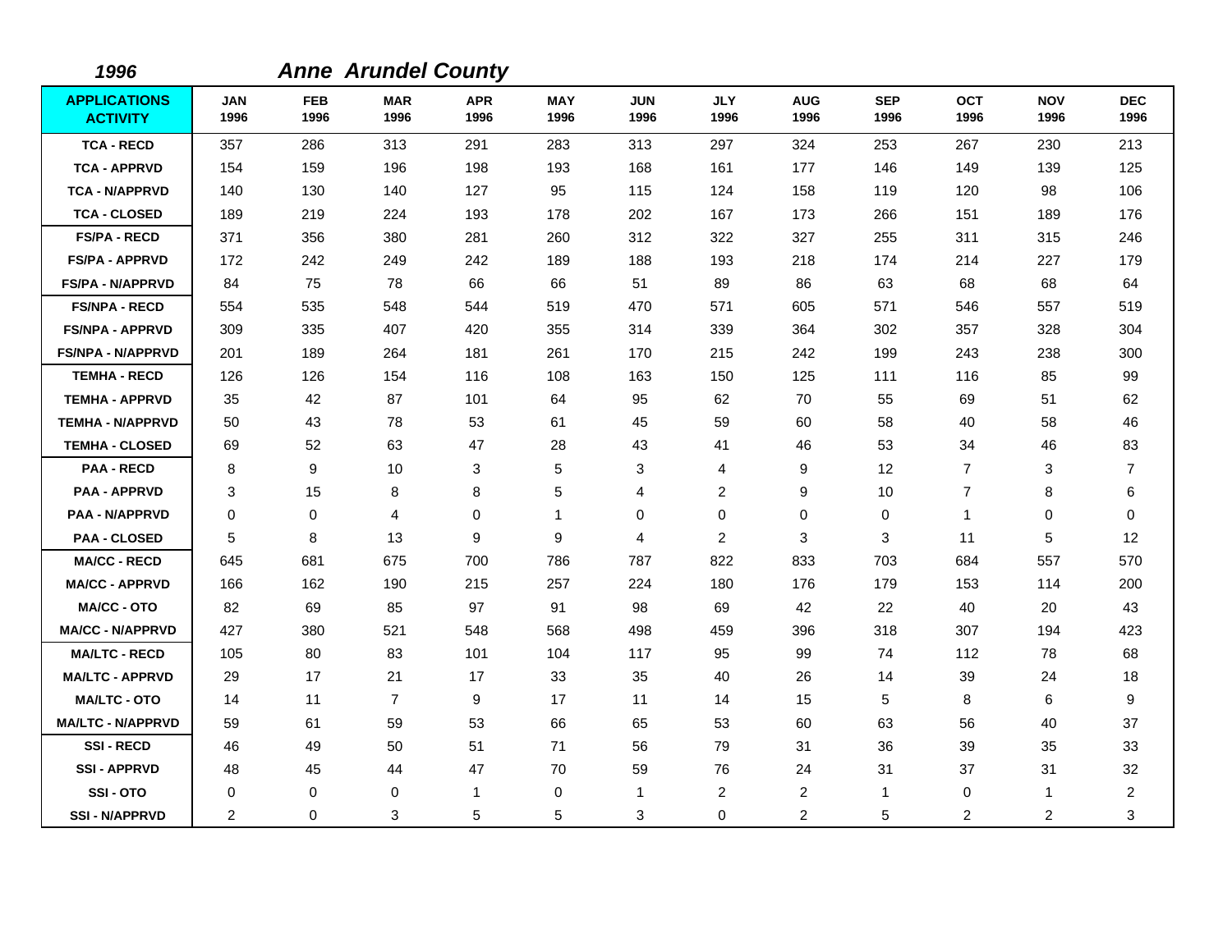*1996* ***Anne Arundel County***

| APPLICATIONS ACTIVITY | JAN 1996 | FEB 1996 | MAR 1996 | APR 1996 | MAY 1996 | JUN 1996 | JLY 1996 | AUG 1996 | SEP 1996 | OCT 1996 | NOV 1996 | DEC 1996 |
|---|---|---|---|---|---|---|---|---|---|---|---|---|
| TCA - RECD | 357 | 286 | 313 | 291 | 283 | 313 | 297 | 324 | 253 | 267 | 230 | 213 |
| TCA - APPRVD | 154 | 159 | 196 | 198 | 193 | 168 | 161 | 177 | 146 | 149 | 139 | 125 |
| TCA - N/APPRVD | 140 | 130 | 140 | 127 | 95 | 115 | 124 | 158 | 119 | 120 | 98 | 106 |
| TCA - CLOSED | 189 | 219 | 224 | 193 | 178 | 202 | 167 | 173 | 266 | 151 | 189 | 176 |
| FS/PA - RECD | 371 | 356 | 380 | 281 | 260 | 312 | 322 | 327 | 255 | 311 | 315 | 246 |
| FS/PA - APPRVD | 172 | 242 | 249 | 242 | 189 | 188 | 193 | 218 | 174 | 214 | 227 | 179 |
| FS/PA - N/APPRVD | 84 | 75 | 78 | 66 | 66 | 51 | 89 | 86 | 63 | 68 | 68 | 64 |
| FS/NPA - RECD | 554 | 535 | 548 | 544 | 519 | 470 | 571 | 605 | 571 | 546 | 557 | 519 |
| FS/NPA - APPRVD | 309 | 335 | 407 | 420 | 355 | 314 | 339 | 364 | 302 | 357 | 328 | 304 |
| FS/NPA - N/APPRVD | 201 | 189 | 264 | 181 | 261 | 170 | 215 | 242 | 199 | 243 | 238 | 300 |
| TEMHA - RECD | 126 | 126 | 154 | 116 | 108 | 163 | 150 | 125 | 111 | 116 | 85 | 99 |
| TEMHA - APPRVD | 35 | 42 | 87 | 101 | 64 | 95 | 62 | 70 | 55 | 69 | 51 | 62 |
| TEMHA - N/APPRVD | 50 | 43 | 78 | 53 | 61 | 45 | 59 | 60 | 58 | 40 | 58 | 46 |
| TEMHA - CLOSED | 69 | 52 | 63 | 47 | 28 | 43 | 41 | 46 | 53 | 34 | 46 | 83 |
| PAA - RECD | 8 | 9 | 10 | 3 | 5 | 3 | 4 | 9 | 12 | 7 | 3 | 7 |
| PAA - APPRVD | 3 | 15 | 8 | 8 | 5 | 4 | 2 | 9 | 10 | 7 | 8 | 6 |
| PAA - N/APPRVD | 0 | 0 | 4 | 0 | 1 | 0 | 0 | 0 | 0 | 1 | 0 | 0 |
| PAA - CLOSED | 5 | 8 | 13 | 9 | 9 | 4 | 2 | 3 | 3 | 11 | 5 | 12 |
| MA/CC - RECD | 645 | 681 | 675 | 700 | 786 | 787 | 822 | 833 | 703 | 684 | 557 | 570 |
| MA/CC - APPRVD | 166 | 162 | 190 | 215 | 257 | 224 | 180 | 176 | 179 | 153 | 114 | 200 |
| MA/CC - OTO | 82 | 69 | 85 | 97 | 91 | 98 | 69 | 42 | 22 | 40 | 20 | 43 |
| MA/CC - N/APPRVD | 427 | 380 | 521 | 548 | 568 | 498 | 459 | 396 | 318 | 307 | 194 | 423 |
| MA/LTC - RECD | 105 | 80 | 83 | 101 | 104 | 117 | 95 | 99 | 74 | 112 | 78 | 68 |
| MA/LTC - APPRVD | 29 | 17 | 21 | 17 | 33 | 35 | 40 | 26 | 14 | 39 | 24 | 18 |
| MA/LTC - OTO | 14 | 11 | 7 | 9 | 17 | 11 | 14 | 15 | 5 | 8 | 6 | 9 |
| MA/LTC - N/APPRVD | 59 | 61 | 59 | 53 | 66 | 65 | 53 | 60 | 63 | 56 | 40 | 37 |
| SSI - RECD | 46 | 49 | 50 | 51 | 71 | 56 | 79 | 31 | 36 | 39 | 35 | 33 |
| SSI - APPRVD | 48 | 45 | 44 | 47 | 70 | 59 | 76 | 24 | 31 | 37 | 31 | 32 |
| SSI - OTO | 0 | 0 | 0 | 1 | 0 | 1 | 2 | 2 | 1 | 0 | 1 | 2 |
| SSI - N/APPRVD | 2 | 0 | 3 | 5 | 5 | 3 | 0 | 2 | 5 | 2 | 2 | 3 |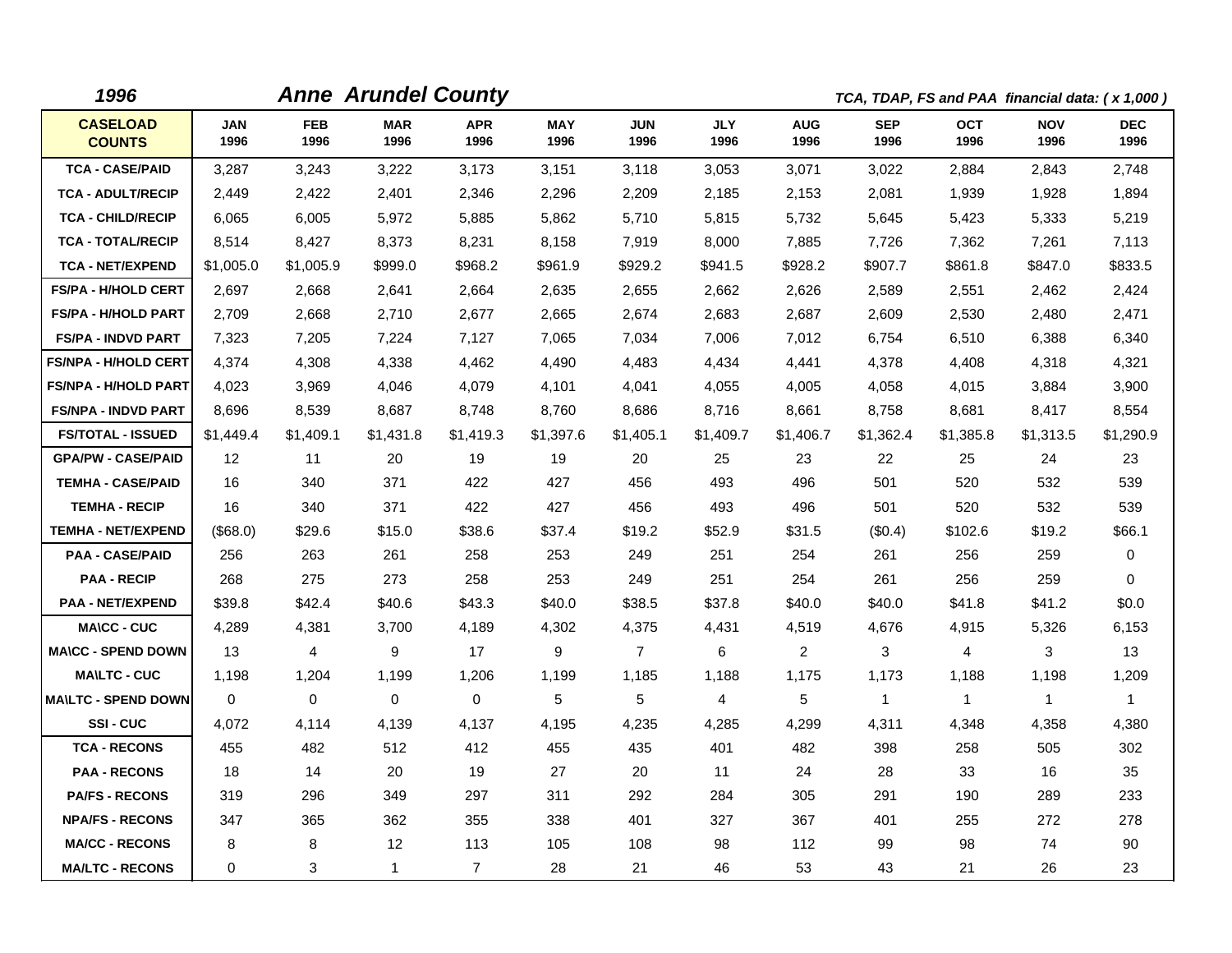*1996* **_Anne Arundel County_** *TCA, TDAP, FS and PAA financial data: ( x 1,000 )*

| CASELOAD COUNTS | JAN 1996 | FEB 1996 | MAR 1996 | APR 1996 | MAY 1996 | JUN 1996 | JLY 1996 | AUG 1996 | SEP 1996 | OCT 1996 | NOV 1996 | DEC 1996 |
|---|---|---|---|---|---|---|---|---|---|---|---|---|
| TCA - CASE/PAID | 3,287 | 3,243 | 3,222 | 3,173 | 3,151 | 3,118 | 3,053 | 3,071 | 3,022 | 2,884 | 2,843 | 2,748 |
| TCA - ADULT/RECIP | 2,449 | 2,422 | 2,401 | 2,346 | 2,296 | 2,209 | 2,185 | 2,153 | 2,081 | 1,939 | 1,928 | 1,894 |
| TCA - CHILD/RECIP | 6,065 | 6,005 | 5,972 | 5,885 | 5,862 | 5,710 | 5,815 | 5,732 | 5,645 | 5,423 | 5,333 | 5,219 |
| TCA - TOTAL/RECIP | 8,514 | 8,427 | 8,373 | 8,231 | 8,158 | 7,919 | 8,000 | 7,885 | 7,726 | 7,362 | 7,261 | 7,113 |
| TCA - NET/EXPEND | $1,005.0 | $1,005.9 | $999.0 | $968.2 | $961.9 | $929.2 | $941.5 | $928.2 | $907.7 | $861.8 | $847.0 | $833.5 |
| FS/PA - H/HOLD CERT | 2,697 | 2,668 | 2,641 | 2,664 | 2,635 | 2,655 | 2,662 | 2,626 | 2,589 | 2,551 | 2,462 | 2,424 |
| FS/PA - H/HOLD PART | 2,709 | 2,668 | 2,710 | 2,677 | 2,665 | 2,674 | 2,683 | 2,687 | 2,609 | 2,530 | 2,480 | 2,471 |
| FS/PA - INDVD PART | 7,323 | 7,205 | 7,224 | 7,127 | 7,065 | 7,034 | 7,006 | 7,012 | 6,754 | 6,510 | 6,388 | 6,340 |
| FS/NPA - H/HOLD CERT | 4,374 | 4,308 | 4,338 | 4,462 | 4,490 | 4,483 | 4,434 | 4,441 | 4,378 | 4,408 | 4,318 | 4,321 |
| FS/NPA - H/HOLD PART | 4,023 | 3,969 | 4,046 | 4,079 | 4,101 | 4,041 | 4,055 | 4,005 | 4,058 | 4,015 | 3,884 | 3,900 |
| FS/NPA - INDVD PART | 8,696 | 8,539 | 8,687 | 8,748 | 8,760 | 8,686 | 8,716 | 8,661 | 8,758 | 8,681 | 8,417 | 8,554 |
| FS/TOTAL - ISSUED | $1,449.4 | $1,409.1 | $1,431.8 | $1,419.3 | $1,397.6 | $1,405.1 | $1,409.7 | $1,406.7 | $1,362.4 | $1,385.8 | $1,313.5 | $1,290.9 |
| GPA/PW - CASE/PAID | 12 | 11 | 20 | 19 | 19 | 20 | 25 | 23 | 22 | 25 | 24 | 23 |
| TEMHA - CASE/PAID | 16 | 340 | 371 | 422 | 427 | 456 | 493 | 496 | 501 | 520 | 532 | 539 |
| TEMHA - RECIP | 16 | 340 | 371 | 422 | 427 | 456 | 493 | 496 | 501 | 520 | 532 | 539 |
| TEMHA - NET/EXPEND | ($68.0) | $29.6 | $15.0 | $38.6 | $37.4 | $19.2 | $52.9 | $31.5 | ($0.4) | $102.6 | $19.2 | $66.1 |
| PAA - CASE/PAID | 256 | 263 | 261 | 258 | 253 | 249 | 251 | 254 | 261 | 256 | 259 | 0 |
| PAA - RECIP | 268 | 275 | 273 | 258 | 253 | 249 | 251 | 254 | 261 | 256 | 259 | 0 |
| PAA - NET/EXPEND | $39.8 | $42.4 | $40.6 | $43.3 | $40.0 | $38.5 | $37.8 | $40.0 | $40.0 | $41.8 | $41.2 | $0.0 |
| MA\CC - CUC | 4,289 | 4,381 | 3,700 | 4,189 | 4,302 | 4,375 | 4,431 | 4,519 | 4,676 | 4,915 | 5,326 | 6,153 |
| MA\CC - SPEND DOWN | 13 | 4 | 9 | 17 | 9 | 7 | 6 | 2 | 3 | 4 | 3 | 13 |
| MA\LTC - CUC | 1,198 | 1,204 | 1,199 | 1,206 | 1,199 | 1,185 | 1,188 | 1,175 | 1,173 | 1,188 | 1,198 | 1,209 |
| MA\LTC - SPEND DOWN | 0 | 0 | 0 | 0 | 5 | 5 | 4 | 5 | 1 | 1 | 1 | 1 |
| SSI - CUC | 4,072 | 4,114 | 4,139 | 4,137 | 4,195 | 4,235 | 4,285 | 4,299 | 4,311 | 4,348 | 4,358 | 4,380 |
| TCA - RECONS | 455 | 482 | 512 | 412 | 455 | 435 | 401 | 482 | 398 | 258 | 505 | 302 |
| PAA - RECONS | 18 | 14 | 20 | 19 | 27 | 20 | 11 | 24 | 28 | 33 | 16 | 35 |
| PA/FS - RECONS | 319 | 296 | 349 | 297 | 311 | 292 | 284 | 305 | 291 | 190 | 289 | 233 |
| NPA/FS - RECONS | 347 | 365 | 362 | 355 | 338 | 401 | 327 | 367 | 401 | 255 | 272 | 278 |
| MA/CC - RECONS | 8 | 8 | 12 | 113 | 105 | 108 | 98 | 112 | 99 | 98 | 74 | 90 |
| MA/LTC - RECONS | 0 | 3 | 1 | 7 | 28 | 21 | 46 | 53 | 43 | 21 | 26 | 23 |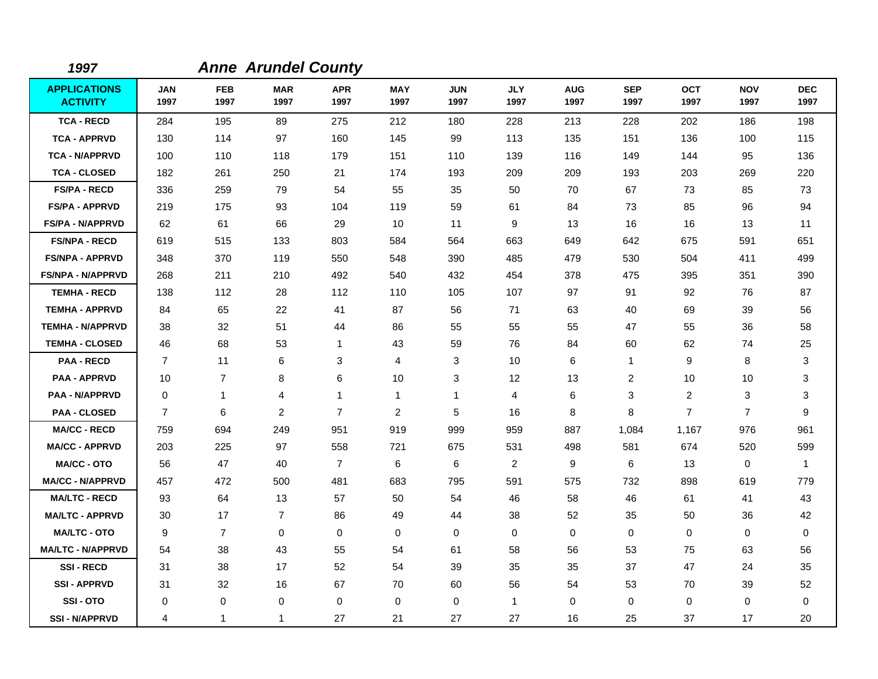*1997* ***Anne Arundel County***

| APPLICATIONS ACTIVITY | JAN 1997 | FEB 1997 | MAR 1997 | APR 1997 | MAY 1997 | JUN 1997 | JLY 1997 | AUG 1997 | SEP 1997 | OCT 1997 | NOV 1997 | DEC 1997 |
|---|---|---|---|---|---|---|---|---|---|---|---|---|
| TCA - RECD | 284 | 195 | 89 | 275 | 212 | 180 | 228 | 213 | 228 | 202 | 186 | 198 |
| TCA - APPRVD | 130 | 114 | 97 | 160 | 145 | 99 | 113 | 135 | 151 | 136 | 100 | 115 |
| TCA - N/APPRVD | 100 | 110 | 118 | 179 | 151 | 110 | 139 | 116 | 149 | 144 | 95 | 136 |
| TCA - CLOSED | 182 | 261 | 250 | 21 | 174 | 193 | 209 | 209 | 193 | 203 | 269 | 220 |
| FS/PA - RECD | 336 | 259 | 79 | 54 | 55 | 35 | 50 | 70 | 67 | 73 | 85 | 73 |
| FS/PA - APPRVD | 219 | 175 | 93 | 104 | 119 | 59 | 61 | 84 | 73 | 85 | 96 | 94 |
| FS/PA - N/APPRVD | 62 | 61 | 66 | 29 | 10 | 11 | 9 | 13 | 16 | 16 | 13 | 11 |
| FS/NPA - RECD | 619 | 515 | 133 | 803 | 584 | 564 | 663 | 649 | 642 | 675 | 591 | 651 |
| FS/NPA - APPRVD | 348 | 370 | 119 | 550 | 548 | 390 | 485 | 479 | 530 | 504 | 411 | 499 |
| FS/NPA - N/APPRVD | 268 | 211 | 210 | 492 | 540 | 432 | 454 | 378 | 475 | 395 | 351 | 390 |
| TEMHA - RECD | 138 | 112 | 28 | 112 | 110 | 105 | 107 | 97 | 91 | 92 | 76 | 87 |
| TEMHA - APPRVD | 84 | 65 | 22 | 41 | 87 | 56 | 71 | 63 | 40 | 69 | 39 | 56 |
| TEMHA - N/APPRVD | 38 | 32 | 51 | 44 | 86 | 55 | 55 | 55 | 47 | 55 | 36 | 58 |
| TEMHA - CLOSED | 46 | 68 | 53 | 1 | 43 | 59 | 76 | 84 | 60 | 62 | 74 | 25 |
| PAA - RECD | 7 | 11 | 6 | 3 | 4 | 3 | 10 | 6 | 1 | 9 | 8 | 3 |
| PAA - APPRVD | 10 | 7 | 8 | 6 | 10 | 3 | 12 | 13 | 2 | 10 | 10 | 3 |
| PAA - N/APPRVD | 0 | 1 | 4 | 1 | 1 | 1 | 4 | 6 | 3 | 2 | 3 | 3 |
| PAA - CLOSED | 7 | 6 | 2 | 7 | 2 | 5 | 16 | 8 | 8 | 7 | 7 | 9 |
| MA/CC - RECD | 759 | 694 | 249 | 951 | 919 | 999 | 959 | 887 | 1,084 | 1,167 | 976 | 961 |
| MA/CC - APPRVD | 203 | 225 | 97 | 558 | 721 | 675 | 531 | 498 | 581 | 674 | 520 | 599 |
| MA/CC - OTO | 56 | 47 | 40 | 7 | 6 | 6 | 2 | 9 | 6 | 13 | 0 | 1 |
| MA/CC - N/APPRVD | 457 | 472 | 500 | 481 | 683 | 795 | 591 | 575 | 732 | 898 | 619 | 779 |
| MA/LTC - RECD | 93 | 64 | 13 | 57 | 50 | 54 | 46 | 58 | 46 | 61 | 41 | 43 |
| MA/LTC - APPRVD | 30 | 17 | 7 | 86 | 49 | 44 | 38 | 52 | 35 | 50 | 36 | 42 |
| MA/LTC - OTO | 9 | 7 | 0 | 0 | 0 | 0 | 0 | 0 | 0 | 0 | 0 | 0 |
| MA/LTC - N/APPRVD | 54 | 38 | 43 | 55 | 54 | 61 | 58 | 56 | 53 | 75 | 63 | 56 |
| SSI - RECD | 31 | 38 | 17 | 52 | 54 | 39 | 35 | 35 | 37 | 47 | 24 | 35 |
| SSI - APPRVD | 31 | 32 | 16 | 67 | 70 | 60 | 56 | 54 | 53 | 70 | 39 | 52 |
| SSI - OTO | 0 | 0 | 0 | 0 | 0 | 0 | 1 | 0 | 0 | 0 | 0 | 0 |
| SSI - N/APPRVD | 4 | 1 | 1 | 27 | 21 | 27 | 27 | 16 | 25 | 37 | 17 | 20 |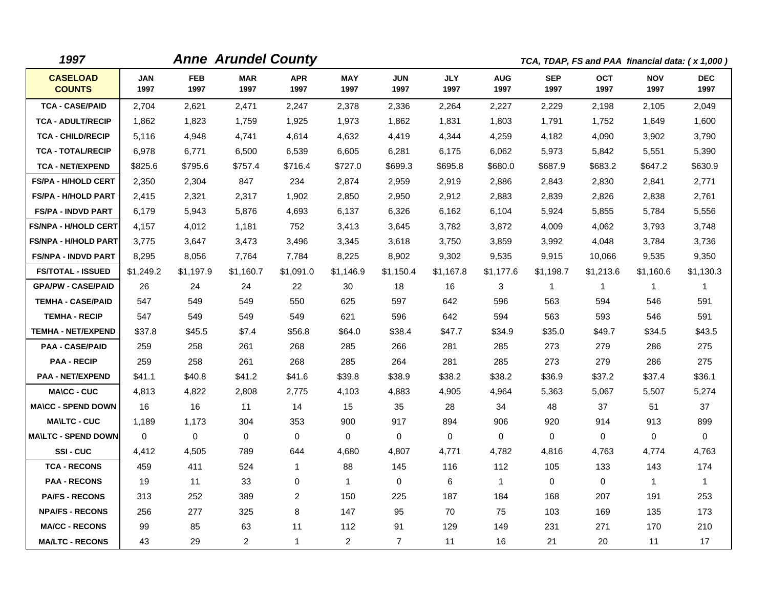*1997* ***Anne Arundel County*** *TCA, TDAP, FS and PAA financial data: ( x 1,000 )*

| CASELOAD COUNTS | JAN 1997 | FEB 1997 | MAR 1997 | APR 1997 | MAY 1997 | JUN 1997 | JLY 1997 | AUG 1997 | SEP 1997 | OCT 1997 | NOV 1997 | DEC 1997 |
|---|---|---|---|---|---|---|---|---|---|---|---|---|
| TCA - CASE/PAID | 2,704 | 2,621 | 2,471 | 2,247 | 2,378 | 2,336 | 2,264 | 2,227 | 2,229 | 2,198 | 2,105 | 2,049 |
| TCA - ADULT/RECIP | 1,862 | 1,823 | 1,759 | 1,925 | 1,973 | 1,862 | 1,831 | 1,803 | 1,791 | 1,752 | 1,649 | 1,600 |
| TCA - CHILD/RECIP | 5,116 | 4,948 | 4,741 | 4,614 | 4,632 | 4,419 | 4,344 | 4,259 | 4,182 | 4,090 | 3,902 | 3,790 |
| TCA - TOTAL/RECIP | 6,978 | 6,771 | 6,500 | 6,539 | 6,605 | 6,281 | 6,175 | 6,062 | 5,973 | 5,842 | 5,551 | 5,390 |
| TCA - NET/EXPEND | $825.6 | $795.6 | $757.4 | $716.4 | $727.0 | $699.3 | $695.8 | $680.0 | $687.9 | $683.2 | $647.2 | $630.9 |
| FS/PA - H/HOLD CERT | 2,350 | 2,304 | 847 | 234 | 2,874 | 2,959 | 2,919 | 2,886 | 2,843 | 2,830 | 2,841 | 2,771 |
| FS/PA - H/HOLD PART | 2,415 | 2,321 | 2,317 | 1,902 | 2,850 | 2,950 | 2,912 | 2,883 | 2,839 | 2,826 | 2,838 | 2,761 |
| FS/PA - INDVD PART | 6,179 | 5,943 | 5,876 | 4,693 | 6,137 | 6,326 | 6,162 | 6,104 | 5,924 | 5,855 | 5,784 | 5,556 |
| FS/NPA - H/HOLD CERT | 4,157 | 4,012 | 1,181 | 752 | 3,413 | 3,645 | 3,782 | 3,872 | 4,009 | 4,062 | 3,793 | 3,748 |
| FS/NPA - H/HOLD PART | 3,775 | 3,647 | 3,473 | 3,496 | 3,345 | 3,618 | 3,750 | 3,859 | 3,992 | 4,048 | 3,784 | 3,736 |
| FS/NPA - INDVD PART | 8,295 | 8,056 | 7,764 | 7,784 | 8,225 | 8,902 | 9,302 | 9,535 | 9,915 | 10,066 | 9,535 | 9,350 |
| FS/TOTAL - ISSUED | $1,249.2 | $1,197.9 | $1,160.7 | $1,091.0 | $1,146.9 | $1,150.4 | $1,167.8 | $1,177.6 | $1,198.7 | $1,213.6 | $1,160.6 | $1,130.3 |
| GPA/PW - CASE/PAID | 26 | 24 | 24 | 22 | 30 | 18 | 16 | 3 | 1 | 1 | 1 | 1 |
| TEMHA - CASE/PAID | 547 | 549 | 549 | 550 | 625 | 597 | 642 | 596 | 563 | 594 | 546 | 591 |
| TEMHA - RECIP | 547 | 549 | 549 | 549 | 621 | 596 | 642 | 594 | 563 | 593 | 546 | 591 |
| TEMHA - NET/EXPEND | $37.8 | $45.5 | $7.4 | $56.8 | $64.0 | $38.4 | $47.7 | $34.9 | $35.0 | $49.7 | $34.5 | $43.5 |
| PAA - CASE/PAID | 259 | 258 | 261 | 268 | 285 | 266 | 281 | 285 | 273 | 279 | 286 | 275 |
| PAA - RECIP | 259 | 258 | 261 | 268 | 285 | 264 | 281 | 285 | 273 | 279 | 286 | 275 |
| PAA - NET/EXPEND | $41.1 | $40.8 | $41.2 | $41.6 | $39.8 | $38.9 | $38.2 | $38.2 | $36.9 | $37.2 | $37.4 | $36.1 |
| MA\CC - CUC | 4,813 | 4,822 | 2,808 | 2,775 | 4,103 | 4,883 | 4,905 | 4,964 | 5,363 | 5,067 | 5,507 | 5,274 |
| MA\CC - SPEND DOWN | 16 | 16 | 11 | 14 | 15 | 35 | 28 | 34 | 48 | 37 | 51 | 37 |
| MA\LTC - CUC | 1,189 | 1,173 | 304 | 353 | 900 | 917 | 894 | 906 | 920 | 914 | 913 | 899 |
| MA\LTC - SPEND DOWN | 0 | 0 | 0 | 0 | 0 | 0 | 0 | 0 | 0 | 0 | 0 | 0 |
| SSI - CUC | 4,412 | 4,505 | 789 | 644 | 4,680 | 4,807 | 4,771 | 4,782 | 4,816 | 4,763 | 4,774 | 4,763 |
| TCA - RECONS | 459 | 411 | 524 | 1 | 88 | 145 | 116 | 112 | 105 | 133 | 143 | 174 |
| PAA - RECONS | 19 | 11 | 33 | 0 | 1 | 0 | 6 | 1 | 0 | 0 | 1 | 1 |
| PA/FS - RECONS | 313 | 252 | 389 | 2 | 150 | 225 | 187 | 184 | 168 | 207 | 191 | 253 |
| NPA/FS - RECONS | 256 | 277 | 325 | 8 | 147 | 95 | 70 | 75 | 103 | 169 | 135 | 173 |
| MA/CC - RECONS | 99 | 85 | 63 | 11 | 112 | 91 | 129 | 149 | 231 | 271 | 170 | 210 |
| MA/LTC - RECONS | 43 | 29 | 2 | 1 | 2 | 7 | 11 | 16 | 21 | 20 | 11 | 17 |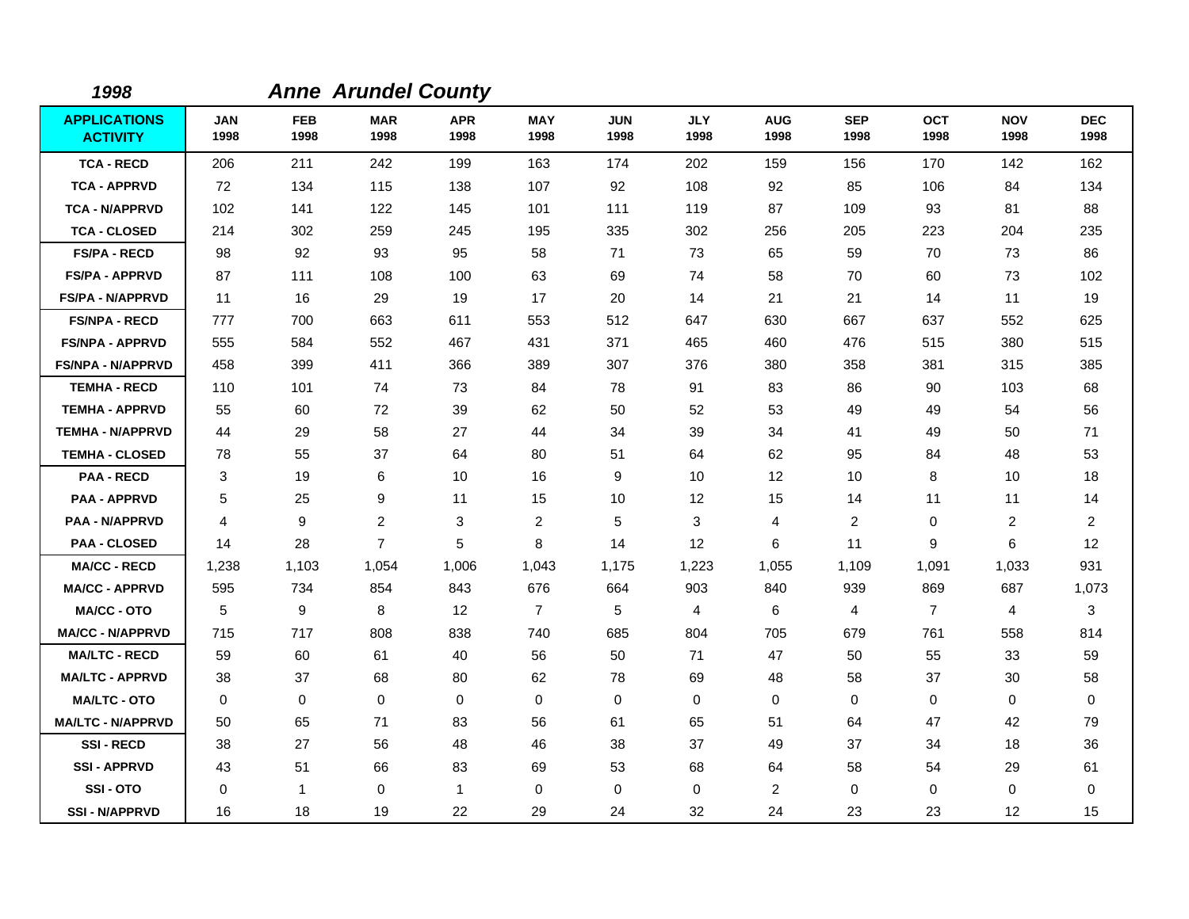*1998* ***Anne Arundel County***

| APPLICATIONS ACTIVITY | JAN 1998 | FEB 1998 | MAR 1998 | APR 1998 | MAY 1998 | JUN 1998 | JLY 1998 | AUG 1998 | SEP 1998 | OCT 1998 | NOV 1998 | DEC 1998 |
|---|---|---|---|---|---|---|---|---|---|---|---|---|
| TCA - RECD | 206 | 211 | 242 | 199 | 163 | 174 | 202 | 159 | 156 | 170 | 142 | 162 |
| TCA - APPRVD | 72 | 134 | 115 | 138 | 107 | 92 | 108 | 92 | 85 | 106 | 84 | 134 |
| TCA - N/APPRVD | 102 | 141 | 122 | 145 | 101 | 111 | 119 | 87 | 109 | 93 | 81 | 88 |
| TCA - CLOSED | 214 | 302 | 259 | 245 | 195 | 335 | 302 | 256 | 205 | 223 | 204 | 235 |
| FS/PA - RECD | 98 | 92 | 93 | 95 | 58 | 71 | 73 | 65 | 59 | 70 | 73 | 86 |
| FS/PA - APPRVD | 87 | 111 | 108 | 100 | 63 | 69 | 74 | 58 | 70 | 60 | 73 | 102 |
| FS/PA - N/APPRVD | 11 | 16 | 29 | 19 | 17 | 20 | 14 | 21 | 21 | 14 | 11 | 19 |
| FS/NPA - RECD | 777 | 700 | 663 | 611 | 553 | 512 | 647 | 630 | 667 | 637 | 552 | 625 |
| FS/NPA - APPRVD | 555 | 584 | 552 | 467 | 431 | 371 | 465 | 460 | 476 | 515 | 380 | 515 |
| FS/NPA - N/APPRVD | 458 | 399 | 411 | 366 | 389 | 307 | 376 | 380 | 358 | 381 | 315 | 385 |
| TEMHA - RECD | 110 | 101 | 74 | 73 | 84 | 78 | 91 | 83 | 86 | 90 | 103 | 68 |
| TEMHA - APPRVD | 55 | 60 | 72 | 39 | 62 | 50 | 52 | 53 | 49 | 49 | 54 | 56 |
| TEMHA - N/APPRVD | 44 | 29 | 58 | 27 | 44 | 34 | 39 | 34 | 41 | 49 | 50 | 71 |
| TEMHA - CLOSED | 78 | 55 | 37 | 64 | 80 | 51 | 64 | 62 | 95 | 84 | 48 | 53 |
| PAA - RECD | 3 | 19 | 6 | 10 | 16 | 9 | 10 | 12 | 10 | 8 | 10 | 18 |
| PAA - APPRVD | 5 | 25 | 9 | 11 | 15 | 10 | 12 | 15 | 14 | 11 | 11 | 14 |
| PAA - N/APPRVD | 4 | 9 | 2 | 3 | 2 | 5 | 3 | 4 | 2 | 0 | 2 | 2 |
| PAA - CLOSED | 14 | 28 | 7 | 5 | 8 | 14 | 12 | 6 | 11 | 9 | 6 | 12 |
| MA/CC - RECD | 1,238 | 1,103 | 1,054 | 1,006 | 1,043 | 1,175 | 1,223 | 1,055 | 1,109 | 1,091 | 1,033 | 931 |
| MA/CC - APPRVD | 595 | 734 | 854 | 843 | 676 | 664 | 903 | 840 | 939 | 869 | 687 | 1,073 |
| MA/CC - OTO | 5 | 9 | 8 | 12 | 7 | 5 | 4 | 6 | 4 | 7 | 4 | 3 |
| MA/CC - N/APPRVD | 715 | 717 | 808 | 838 | 740 | 685 | 804 | 705 | 679 | 761 | 558 | 814 |
| MA/LTC - RECD | 59 | 60 | 61 | 40 | 56 | 50 | 71 | 47 | 50 | 55 | 33 | 59 |
| MA/LTC - APPRVD | 38 | 37 | 68 | 80 | 62 | 78 | 69 | 48 | 58 | 37 | 30 | 58 |
| MA/LTC - OTO | 0 | 0 | 0 | 0 | 0 | 0 | 0 | 0 | 0 | 0 | 0 | 0 |
| MA/LTC - N/APPRVD | 50 | 65 | 71 | 83 | 56 | 61 | 65 | 51 | 64 | 47 | 42 | 79 |
| SSI - RECD | 38 | 27 | 56 | 48 | 46 | 38 | 37 | 49 | 37 | 34 | 18 | 36 |
| SSI - APPRVD | 43 | 51 | 66 | 83 | 69 | 53 | 68 | 64 | 58 | 54 | 29 | 61 |
| SSI - OTO | 0 | 1 | 0 | 1 | 0 | 0 | 0 | 2 | 0 | 0 | 0 | 0 |
| SSI - N/APPRVD | 16 | 18 | 19 | 22 | 29 | 24 | 32 | 24 | 23 | 23 | 12 | 15 |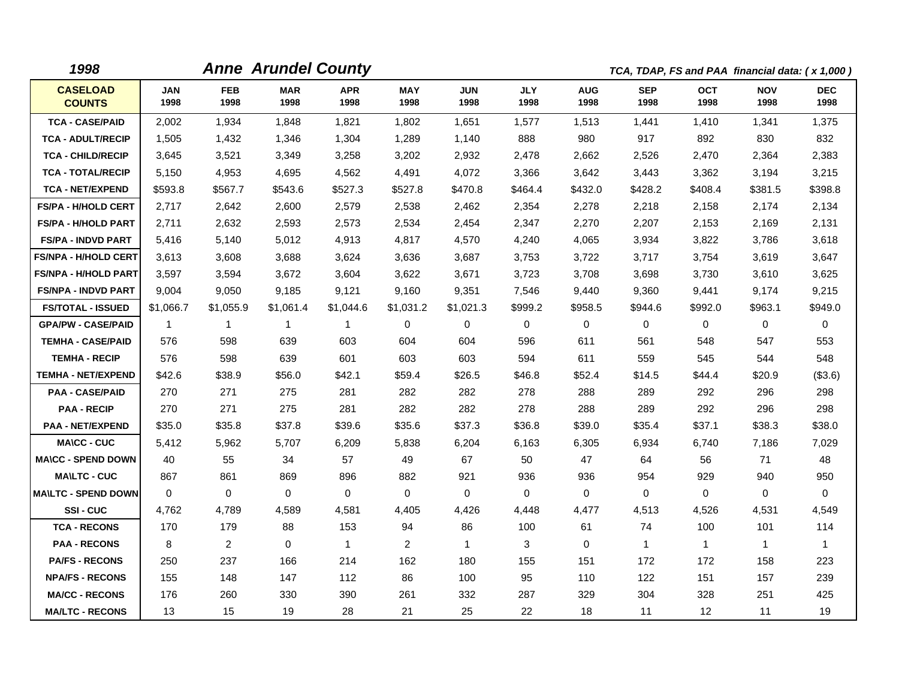***1998*** ***Anne Arundel County*** ***TCA, TDAP, FS and PAA financial data: ( x 1,000 )***

| CASELOAD COUNTS | JAN 1998 | FEB 1998 | MAR 1998 | APR 1998 | MAY 1998 | JUN 1998 | JLY 1998 | AUG 1998 | SEP 1998 | OCT 1998 | NOV 1998 | DEC 1998 |
|---|---|---|---|---|---|---|---|---|---|---|---|---|
| TCA - CASE/PAID | 2,002 | 1,934 | 1,848 | 1,821 | 1,802 | 1,651 | 1,577 | 1,513 | 1,441 | 1,410 | 1,341 | 1,375 |
| TCA - ADULT/RECIP | 1,505 | 1,432 | 1,346 | 1,304 | 1,289 | 1,140 | 888 | 980 | 917 | 892 | 830 | 832 |
| TCA - CHILD/RECIP | 3,645 | 3,521 | 3,349 | 3,258 | 3,202 | 2,932 | 2,478 | 2,662 | 2,526 | 2,470 | 2,364 | 2,383 |
| TCA - TOTAL/RECIP | 5,150 | 4,953 | 4,695 | 4,562 | 4,491 | 4,072 | 3,366 | 3,642 | 3,443 | 3,362 | 3,194 | 3,215 |
| TCA - NET/EXPEND | $593.8 | $567.7 | $543.6 | $527.3 | $527.8 | $470.8 | $464.4 | $432.0 | $428.2 | $408.4 | $381.5 | $398.8 |
| FS/PA - H/HOLD CERT | 2,717 | 2,642 | 2,600 | 2,579 | 2,538 | 2,462 | 2,354 | 2,278 | 2,218 | 2,158 | 2,174 | 2,134 |
| FS/PA - H/HOLD PART | 2,711 | 2,632 | 2,593 | 2,573 | 2,534 | 2,454 | 2,347 | 2,270 | 2,207 | 2,153 | 2,169 | 2,131 |
| FS/PA - INDVD PART | 5,416 | 5,140 | 5,012 | 4,913 | 4,817 | 4,570 | 4,240 | 4,065 | 3,934 | 3,822 | 3,786 | 3,618 |
| FS/NPA - H/HOLD CERT | 3,613 | 3,608 | 3,688 | 3,624 | 3,636 | 3,687 | 3,753 | 3,722 | 3,717 | 3,754 | 3,619 | 3,647 |
| FS/NPA - H/HOLD PART | 3,597 | 3,594 | 3,672 | 3,604 | 3,622 | 3,671 | 3,723 | 3,708 | 3,698 | 3,730 | 3,610 | 3,625 |
| FS/NPA - INDVD PART | 9,004 | 9,050 | 9,185 | 9,121 | 9,160 | 9,351 | 7,546 | 9,440 | 9,360 | 9,441 | 9,174 | 9,215 |
| FS/TOTAL - ISSUED | $1,066.7 | $1,055.9 | $1,061.4 | $1,044.6 | $1,031.2 | $1,021.3 | $999.2 | $958.5 | $944.6 | $992.0 | $963.1 | $949.0 |
| GPA/PW - CASE/PAID | 1 | 1 | 1 | 1 | 0 | 0 | 0 | 0 | 0 | 0 | 0 | 0 |
| TEMHA - CASE/PAID | 576 | 598 | 639 | 603 | 604 | 604 | 596 | 611 | 561 | 548 | 547 | 553 |
| TEMHA - RECIP | 576 | 598 | 639 | 601 | 603 | 603 | 594 | 611 | 559 | 545 | 544 | 548 |
| TEMHA - NET/EXPEND | $42.6 | $38.9 | $56.0 | $42.1 | $59.4 | $26.5 | $46.8 | $52.4 | $14.5 | $44.4 | $20.9 | ($3.6) |
| PAA - CASE/PAID | 270 | 271 | 275 | 281 | 282 | 282 | 278 | 288 | 289 | 292 | 296 | 298 |
| PAA - RECIP | 270 | 271 | 275 | 281 | 282 | 282 | 278 | 288 | 289 | 292 | 296 | 298 |
| PAA - NET/EXPEND | $35.0 | $35.8 | $37.8 | $39.6 | $35.6 | $37.3 | $36.8 | $39.0 | $35.4 | $37.1 | $38.3 | $38.0 |
| MA\CC - CUC | 5,412 | 5,962 | 5,707 | 6,209 | 5,838 | 6,204 | 6,163 | 6,305 | 6,934 | 6,740 | 7,186 | 7,029 |
| MA\CC - SPEND DOWN | 40 | 55 | 34 | 57 | 49 | 67 | 50 | 47 | 64 | 56 | 71 | 48 |
| MA\LTC - CUC | 867 | 861 | 869 | 896 | 882 | 921 | 936 | 936 | 954 | 929 | 940 | 950 |
| MA\LTC - SPEND DOWN | 0 | 0 | 0 | 0 | 0 | 0 | 0 | 0 | 0 | 0 | 0 | 0 |
| SSI - CUC | 4,762 | 4,789 | 4,589 | 4,581 | 4,405 | 4,426 | 4,448 | 4,477 | 4,513 | 4,526 | 4,531 | 4,549 |
| TCA - RECONS | 170 | 179 | 88 | 153 | 94 | 86 | 100 | 61 | 74 | 100 | 101 | 114 |
| PAA - RECONS | 8 | 2 | 0 | 1 | 2 | 1 | 3 | 0 | 1 | 1 | 1 | 1 |
| PA/FS - RECONS | 250 | 237 | 166 | 214 | 162 | 180 | 155 | 151 | 172 | 172 | 158 | 223 |
| NPA/FS - RECONS | 155 | 148 | 147 | 112 | 86 | 100 | 95 | 110 | 122 | 151 | 157 | 239 |
| MA/CC - RECONS | 176 | 260 | 330 | 390 | 261 | 332 | 287 | 329 | 304 | 328 | 251 | 425 |
| MA/LTC - RECONS | 13 | 15 | 19 | 28 | 21 | 25 | 22 | 18 | 11 | 12 | 11 | 19 |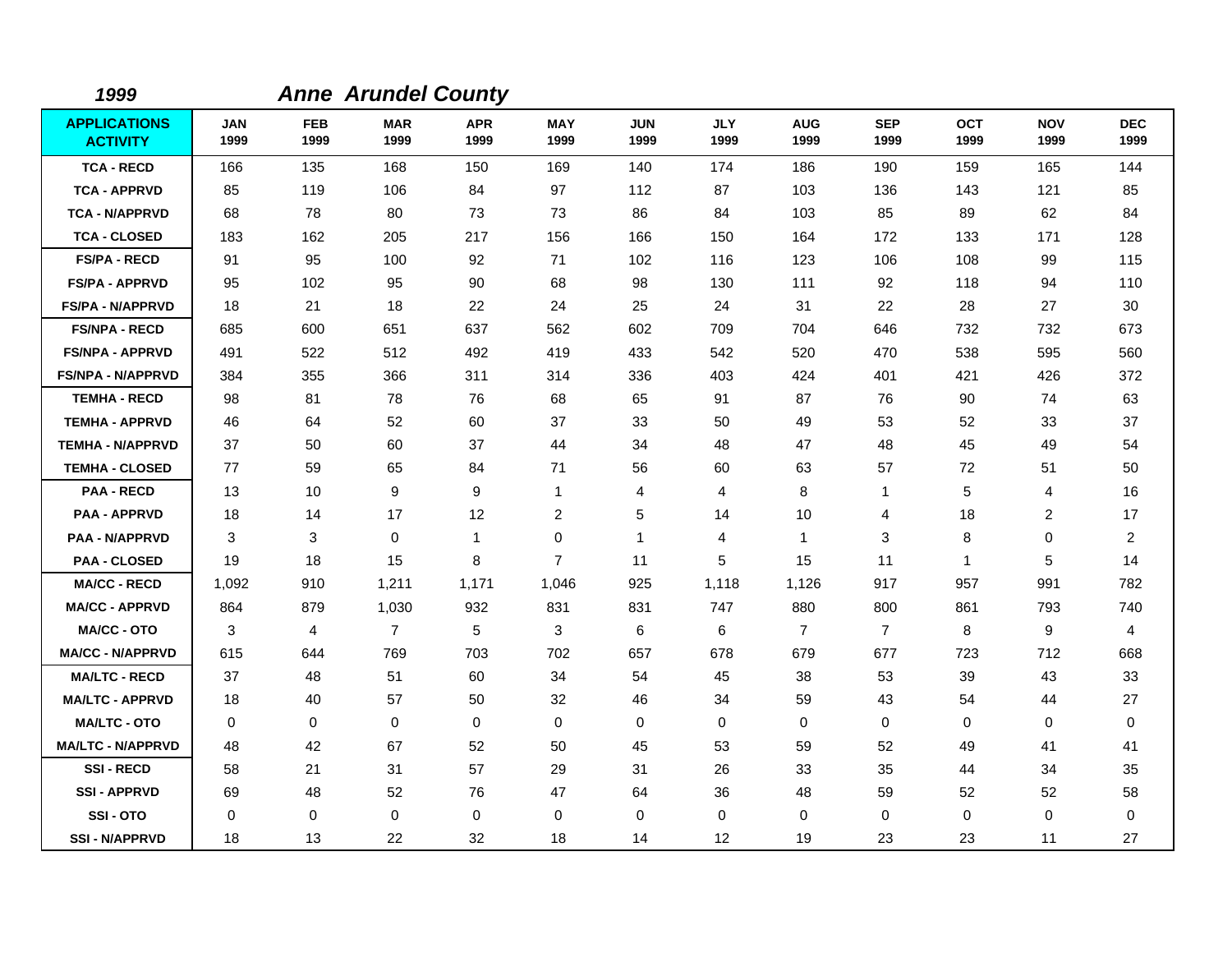*1999* ***Anne Arundel County***

| APPLICATIONS ACTIVITY | JAN 1999 | FEB 1999 | MAR 1999 | APR 1999 | MAY 1999 | JUN 1999 | JLY 1999 | AUG 1999 | SEP 1999 | OCT 1999 | NOV 1999 | DEC 1999 |
|---|---|---|---|---|---|---|---|---|---|---|---|---|
| TCA - RECD | 166 | 135 | 168 | 150 | 169 | 140 | 174 | 186 | 190 | 159 | 165 | 144 |
| TCA - APPRVD | 85 | 119 | 106 | 84 | 97 | 112 | 87 | 103 | 136 | 143 | 121 | 85 |
| TCA - N/APPRVD | 68 | 78 | 80 | 73 | 73 | 86 | 84 | 103 | 85 | 89 | 62 | 84 |
| TCA - CLOSED | 183 | 162 | 205 | 217 | 156 | 166 | 150 | 164 | 172 | 133 | 171 | 128 |
| FS/PA - RECD | 91 | 95 | 100 | 92 | 71 | 102 | 116 | 123 | 106 | 108 | 99 | 115 |
| FS/PA - APPRVD | 95 | 102 | 95 | 90 | 68 | 98 | 130 | 111 | 92 | 118 | 94 | 110 |
| FS/PA - N/APPRVD | 18 | 21 | 18 | 22 | 24 | 25 | 24 | 31 | 22 | 28 | 27 | 30 |
| FS/NPA - RECD | 685 | 600 | 651 | 637 | 562 | 602 | 709 | 704 | 646 | 732 | 732 | 673 |
| FS/NPA - APPRVD | 491 | 522 | 512 | 492 | 419 | 433 | 542 | 520 | 470 | 538 | 595 | 560 |
| FS/NPA - N/APPRVD | 384 | 355 | 366 | 311 | 314 | 336 | 403 | 424 | 401 | 421 | 426 | 372 |
| TEMHA - RECD | 98 | 81 | 78 | 76 | 68 | 65 | 91 | 87 | 76 | 90 | 74 | 63 |
| TEMHA - APPRVD | 46 | 64 | 52 | 60 | 37 | 33 | 50 | 49 | 53 | 52 | 33 | 37 |
| TEMHA - N/APPRVD | 37 | 50 | 60 | 37 | 44 | 34 | 48 | 47 | 48 | 45 | 49 | 54 |
| TEMHA - CLOSED | 77 | 59 | 65 | 84 | 71 | 56 | 60 | 63 | 57 | 72 | 51 | 50 |
| PAA - RECD | 13 | 10 | 9 | 9 | 1 | 4 | 4 | 8 | 1 | 5 | 4 | 16 |
| PAA - APPRVD | 18 | 14 | 17 | 12 | 2 | 5 | 14 | 10 | 4 | 18 | 2 | 17 |
| PAA - N/APPRVD | 3 | 3 | 0 | 1 | 0 | 1 | 4 | 1 | 3 | 8 | 0 | 2 |
| PAA - CLOSED | 19 | 18 | 15 | 8 | 7 | 11 | 5 | 15 | 11 | 1 | 5 | 14 |
| MA/CC - RECD | 1,092 | 910 | 1,211 | 1,171 | 1,046 | 925 | 1,118 | 1,126 | 917 | 957 | 991 | 782 |
| MA/CC - APPRVD | 864 | 879 | 1,030 | 932 | 831 | 831 | 747 | 880 | 800 | 861 | 793 | 740 |
| MA/CC - OTO | 3 | 4 | 7 | 5 | 3 | 6 | 6 | 7 | 7 | 8 | 9 | 4 |
| MA/CC - N/APPRVD | 615 | 644 | 769 | 703 | 702 | 657 | 678 | 679 | 677 | 723 | 712 | 668 |
| MA/LTC - RECD | 37 | 48 | 51 | 60 | 34 | 54 | 45 | 38 | 53 | 39 | 43 | 33 |
| MA/LTC - APPRVD | 18 | 40 | 57 | 50 | 32 | 46 | 34 | 59 | 43 | 54 | 44 | 27 |
| MA/LTC - OTO | 0 | 0 | 0 | 0 | 0 | 0 | 0 | 0 | 0 | 0 | 0 | 0 |
| MA/LTC - N/APPRVD | 48 | 42 | 67 | 52 | 50 | 45 | 53 | 59 | 52 | 49 | 41 | 41 |
| SSI - RECD | 58 | 21 | 31 | 57 | 29 | 31 | 26 | 33 | 35 | 44 | 34 | 35 |
| SSI - APPRVD | 69 | 48 | 52 | 76 | 47 | 64 | 36 | 48 | 59 | 52 | 52 | 58 |
| SSI - OTO | 0 | 0 | 0 | 0 | 0 | 0 | 0 | 0 | 0 | 0 | 0 | 0 |
| SSI - N/APPRVD | 18 | 13 | 22 | 32 | 18 | 14 | 12 | 19 | 23 | 23 | 11 | 27 |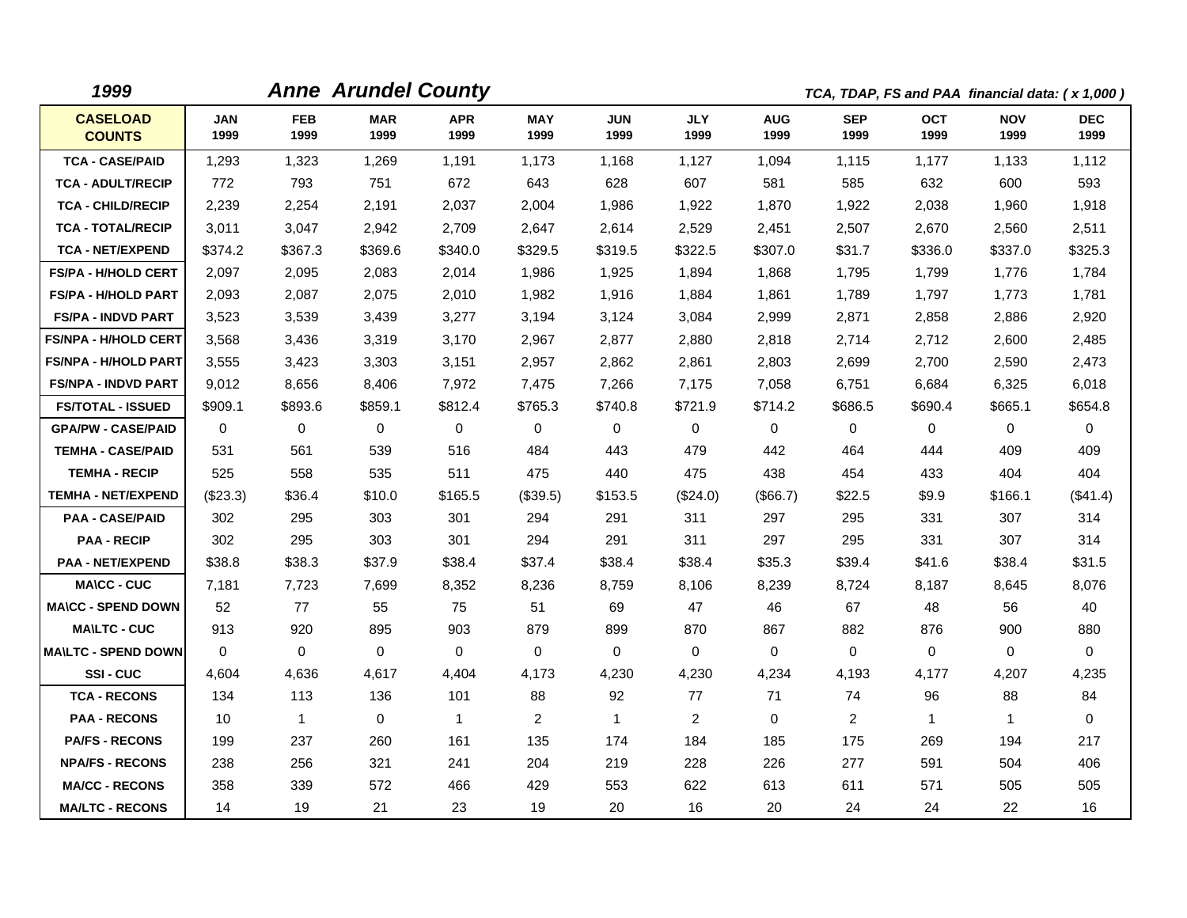**1999** **Anne Arundel County** *TCA, TDAP, FS and PAA financial data: ( x 1,000 )*

| CASELOAD COUNTS | JAN 1999 | FEB 1999 | MAR 1999 | APR 1999 | MAY 1999 | JUN 1999 | JLY 1999 | AUG 1999 | SEP 1999 | OCT 1999 | NOV 1999 | DEC 1999 |
|---|---|---|---|---|---|---|---|---|---|---|---|---|
| TCA - CASE/PAID | 1,293 | 1,323 | 1,269 | 1,191 | 1,173 | 1,168 | 1,127 | 1,094 | 1,115 | 1,177 | 1,133 | 1,112 |
| TCA - ADULT/RECIP | 772 | 793 | 751 | 672 | 643 | 628 | 607 | 581 | 585 | 632 | 600 | 593 |
| TCA - CHILD/RECIP | 2,239 | 2,254 | 2,191 | 2,037 | 2,004 | 1,986 | 1,922 | 1,870 | 1,922 | 2,038 | 1,960 | 1,918 |
| TCA - TOTAL/RECIP | 3,011 | 3,047 | 2,942 | 2,709 | 2,647 | 2,614 | 2,529 | 2,451 | 2,507 | 2,670 | 2,560 | 2,511 |
| TCA - NET/EXPEND | $374.2 | $367.3 | $369.6 | $340.0 | $329.5 | $319.5 | $322.5 | $307.0 | $31.7 | $336.0 | $337.0 | $325.3 |
| FS/PA - H/HOLD CERT | 2,097 | 2,095 | 2,083 | 2,014 | 1,986 | 1,925 | 1,894 | 1,868 | 1,795 | 1,799 | 1,776 | 1,784 |
| FS/PA - H/HOLD PART | 2,093 | 2,087 | 2,075 | 2,010 | 1,982 | 1,916 | 1,884 | 1,861 | 1,789 | 1,797 | 1,773 | 1,781 |
| FS/PA - INDVD PART | 3,523 | 3,539 | 3,439 | 3,277 | 3,194 | 3,124 | 3,084 | 2,999 | 2,871 | 2,858 | 2,886 | 2,920 |
| FS/NPA - H/HOLD CERT | 3,568 | 3,436 | 3,319 | 3,170 | 2,967 | 2,877 | 2,880 | 2,818 | 2,714 | 2,712 | 2,600 | 2,485 |
| FS/NPA - H/HOLD PART | 3,555 | 3,423 | 3,303 | 3,151 | 2,957 | 2,862 | 2,861 | 2,803 | 2,699 | 2,700 | 2,590 | 2,473 |
| FS/NPA - INDVD PART | 9,012 | 8,656 | 8,406 | 7,972 | 7,475 | 7,266 | 7,175 | 7,058 | 6,751 | 6,684 | 6,325 | 6,018 |
| FS/TOTAL - ISSUED | $909.1 | $893.6 | $859.1 | $812.4 | $765.3 | $740.8 | $721.9 | $714.2 | $686.5 | $690.4 | $665.1 | $654.8 |
| GPA/PW - CASE/PAID | 0 | 0 | 0 | 0 | 0 | 0 | 0 | 0 | 0 | 0 | 0 | 0 |
| TEMHA - CASE/PAID | 531 | 561 | 539 | 516 | 484 | 443 | 479 | 442 | 464 | 444 | 409 | 409 |
| TEMHA - RECIP | 525 | 558 | 535 | 511 | 475 | 440 | 475 | 438 | 454 | 433 | 404 | 404 |
| TEMHA - NET/EXPEND | ($23.3) | $36.4 | $10.0 | $165.5 | ($39.5) | $153.5 | ($24.0) | ($66.7) | $22.5 | $9.9 | $166.1 | ($41.4) |
| PAA - CASE/PAID | 302 | 295 | 303 | 301 | 294 | 291 | 311 | 297 | 295 | 331 | 307 | 314 |
| PAA - RECIP | 302 | 295 | 303 | 301 | 294 | 291 | 311 | 297 | 295 | 331 | 307 | 314 |
| PAA - NET/EXPEND | $38.8 | $38.3 | $37.9 | $38.4 | $37.4 | $38.4 | $38.4 | $35.3 | $39.4 | $41.6 | $38.4 | $31.5 |
| MA\CC - CUC | 7,181 | 7,723 | 7,699 | 8,352 | 8,236 | 8,759 | 8,106 | 8,239 | 8,724 | 8,187 | 8,645 | 8,076 |
| MA\CC - SPEND DOWN | 52 | 77 | 55 | 75 | 51 | 69 | 47 | 46 | 67 | 48 | 56 | 40 |
| MA\LTC - CUC | 913 | 920 | 895 | 903 | 879 | 899 | 870 | 867 | 882 | 876 | 900 | 880 |
| MA\LTC - SPEND DOWN | 0 | 0 | 0 | 0 | 0 | 0 | 0 | 0 | 0 | 0 | 0 | 0 |
| SSI - CUC | 4,604 | 4,636 | 4,617 | 4,404 | 4,173 | 4,230 | 4,230 | 4,234 | 4,193 | 4,177 | 4,207 | 4,235 |
| TCA - RECONS | 134 | 113 | 136 | 101 | 88 | 92 | 77 | 71 | 74 | 96 | 88 | 84 |
| PAA - RECONS | 10 | 1 | 0 | 1 | 2 | 1 | 2 | 0 | 2 | 1 | 1 | 0 |
| PA/FS - RECONS | 199 | 237 | 260 | 161 | 135 | 174 | 184 | 185 | 175 | 269 | 194 | 217 |
| NPA/FS - RECONS | 238 | 256 | 321 | 241 | 204 | 219 | 228 | 226 | 277 | 591 | 504 | 406 |
| MA/CC - RECONS | 358 | 339 | 572 | 466 | 429 | 553 | 622 | 613 | 611 | 571 | 505 | 505 |
| MA/LTC - RECONS | 14 | 19 | 21 | 23 | 19 | 20 | 16 | 20 | 24 | 24 | 22 | 16 |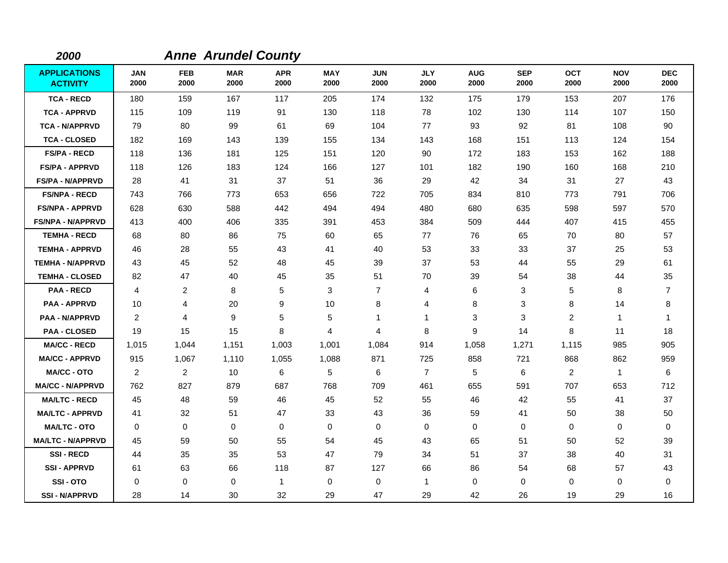**2000** ***Anne Arundel County***

| APPLICATIONS ACTIVITY | JAN 2000 | FEB 2000 | MAR 2000 | APR 2000 | MAY 2000 | JUN 2000 | JLY 2000 | AUG 2000 | SEP 2000 | OCT 2000 | NOV 2000 | DEC 2000 |
|---|---|---|---|---|---|---|---|---|---|---|---|---|
| TCA - RECD | 180 | 159 | 167 | 117 | 205 | 174 | 132 | 175 | 179 | 153 | 207 | 176 |
| TCA - APPRVD | 115 | 109 | 119 | 91 | 130 | 118 | 78 | 102 | 130 | 114 | 107 | 150 |
| TCA - N/APPRVD | 79 | 80 | 99 | 61 | 69 | 104 | 77 | 93 | 92 | 81 | 108 | 90 |
| TCA - CLOSED | 182 | 169 | 143 | 139 | 155 | 134 | 143 | 168 | 151 | 113 | 124 | 154 |
| FS/PA - RECD | 118 | 136 | 181 | 125 | 151 | 120 | 90 | 172 | 183 | 153 | 162 | 188 |
| FS/PA - APPRVD | 118 | 126 | 183 | 124 | 166 | 127 | 101 | 182 | 190 | 160 | 168 | 210 |
| FS/PA - N/APPRVD | 28 | 41 | 31 | 37 | 51 | 36 | 29 | 42 | 34 | 31 | 27 | 43 |
| FS/NPA - RECD | 743 | 766 | 773 | 653 | 656 | 722 | 705 | 834 | 810 | 773 | 791 | 706 |
| FS/NPA - APPRVD | 628 | 630 | 588 | 442 | 494 | 494 | 480 | 680 | 635 | 598 | 597 | 570 |
| FS/NPA - N/APPRVD | 413 | 400 | 406 | 335 | 391 | 453 | 384 | 509 | 444 | 407 | 415 | 455 |
| TEMHA - RECD | 68 | 80 | 86 | 75 | 60 | 65 | 77 | 76 | 65 | 70 | 80 | 57 |
| TEMHA - APPRVD | 46 | 28 | 55 | 43 | 41 | 40 | 53 | 33 | 33 | 37 | 25 | 53 |
| TEMHA - N/APPRVD | 43 | 45 | 52 | 48 | 45 | 39 | 37 | 53 | 44 | 55 | 29 | 61 |
| TEMHA - CLOSED | 82 | 47 | 40 | 45 | 35 | 51 | 70 | 39 | 54 | 38 | 44 | 35 |
| PAA - RECD | 4 | 2 | 8 | 5 | 3 | 7 | 4 | 6 | 3 | 5 | 8 | 7 |
| PAA - APPRVD | 10 | 4 | 20 | 9 | 10 | 8 | 4 | 8 | 3 | 8 | 14 | 8 |
| PAA - N/APPRVD | 2 | 4 | 9 | 5 | 5 | 1 | 1 | 3 | 3 | 2 | 1 | 1 |
| PAA - CLOSED | 19 | 15 | 15 | 8 | 4 | 4 | 8 | 9 | 14 | 8 | 11 | 18 |
| MA/CC - RECD | 1,015 | 1,044 | 1,151 | 1,003 | 1,001 | 1,084 | 914 | 1,058 | 1,271 | 1,115 | 985 | 905 |
| MA/CC - APPRVD | 915 | 1,067 | 1,110 | 1,055 | 1,088 | 871 | 725 | 858 | 721 | 868 | 862 | 959 |
| MA/CC - OTO | 2 | 2 | 10 | 6 | 5 | 6 | 7 | 5 | 6 | 2 | 1 | 6 |
| MA/CC - N/APPRVD | 762 | 827 | 879 | 687 | 768 | 709 | 461 | 655 | 591 | 707 | 653 | 712 |
| MA/LTC - RECD | 45 | 48 | 59 | 46 | 45 | 52 | 55 | 46 | 42 | 55 | 41 | 37 |
| MA/LTC - APPRVD | 41 | 32 | 51 | 47 | 33 | 43 | 36 | 59 | 41 | 50 | 38 | 50 |
| MA/LTC - OTO | 0 | 0 | 0 | 0 | 0 | 0 | 0 | 0 | 0 | 0 | 0 | 0 |
| MA/LTC - N/APPRVD | 45 | 59 | 50 | 55 | 54 | 45 | 43 | 65 | 51 | 50 | 52 | 39 |
| SSI - RECD | 44 | 35 | 35 | 53 | 47 | 79 | 34 | 51 | 37 | 38 | 40 | 31 |
| SSI - APPRVD | 61 | 63 | 66 | 118 | 87 | 127 | 66 | 86 | 54 | 68 | 57 | 43 |
| SSI - OTO | 0 | 0 | 0 | 1 | 0 | 0 | 1 | 0 | 0 | 0 | 0 | 0 |
| SSI - N/APPRVD | 28 | 14 | 30 | 32 | 29 | 47 | 29 | 42 | 26 | 19 | 29 | 16 |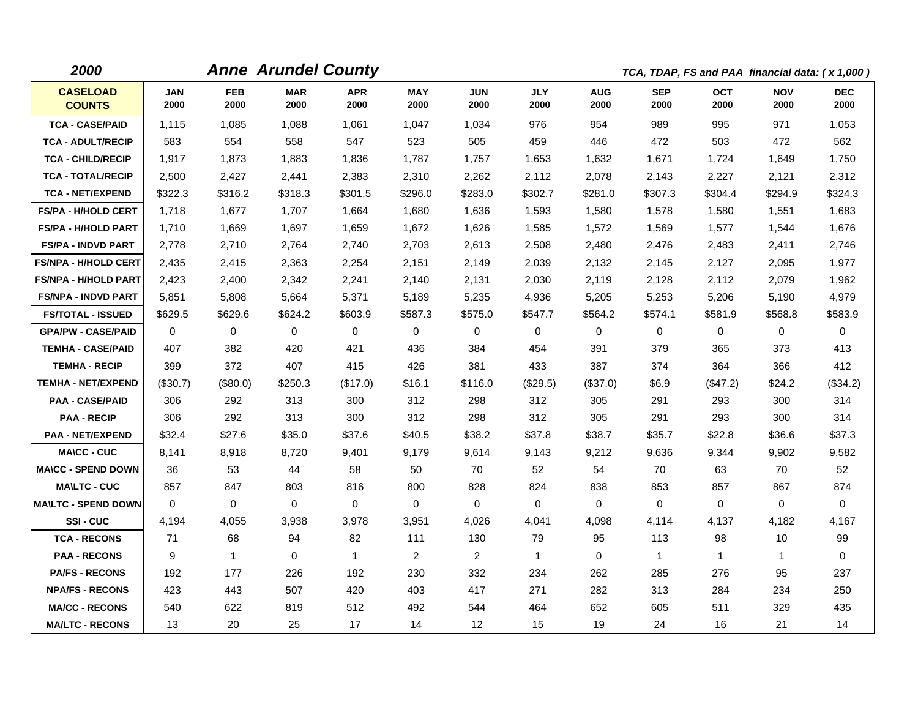**2000** ***Anne Arundel County*** *TCA, TDAP, FS and PAA financial data: ( x 1,000 )*

| CASELOAD COUNTS | JAN 2000 | FEB 2000 | MAR 2000 | APR 2000 | MAY 2000 | JUN 2000 | JLY 2000 | AUG 2000 | SEP 2000 | OCT 2000 | NOV 2000 | DEC 2000 |
|---|---|---|---|---|---|---|---|---|---|---|---|---|
| TCA - CASE/PAID | 1,115 | 1,085 | 1,088 | 1,061 | 1,047 | 1,034 | 976 | 954 | 989 | 995 | 971 | 1,053 |
| TCA - ADULT/RECIP | 583 | 554 | 558 | 547 | 523 | 505 | 459 | 446 | 472 | 503 | 472 | 562 |
| TCA - CHILD/RECIP | 1,917 | 1,873 | 1,883 | 1,836 | 1,787 | 1,757 | 1,653 | 1,632 | 1,671 | 1,724 | 1,649 | 1,750 |
| TCA - TOTAL/RECIP | 2,500 | 2,427 | 2,441 | 2,383 | 2,310 | 2,262 | 2,112 | 2,078 | 2,143 | 2,227 | 2,121 | 2,312 |
| TCA - NET/EXPEND | $322.3 | $316.2 | $318.3 | $301.5 | $296.0 | $283.0 | $302.7 | $281.0 | $307.3 | $304.4 | $294.9 | $324.3 |
| FS/PA - H/HOLD CERT | 1,718 | 1,677 | 1,707 | 1,664 | 1,680 | 1,636 | 1,593 | 1,580 | 1,578 | 1,580 | 1,551 | 1,683 |
| FS/PA - H/HOLD PART | 1,710 | 1,669 | 1,697 | 1,659 | 1,672 | 1,626 | 1,585 | 1,572 | 1,569 | 1,577 | 1,544 | 1,676 |
| FS/PA - INDVD PART | 2,778 | 2,710 | 2,764 | 2,740 | 2,703 | 2,613 | 2,508 | 2,480 | 2,476 | 2,483 | 2,411 | 2,746 |
| FS/NPA - H/HOLD CERT | 2,435 | 2,415 | 2,363 | 2,254 | 2,151 | 2,149 | 2,039 | 2,132 | 2,145 | 2,127 | 2,095 | 1,977 |
| FS/NPA - H/HOLD PART | 2,423 | 2,400 | 2,342 | 2,241 | 2,140 | 2,131 | 2,030 | 2,119 | 2,128 | 2,112 | 2,079 | 1,962 |
| FS/NPA - INDVD PART | 5,851 | 5,808 | 5,664 | 5,371 | 5,189 | 5,235 | 4,936 | 5,205 | 5,253 | 5,206 | 5,190 | 4,979 |
| FS/TOTAL - ISSUED | $629.5 | $629.6 | $624.2 | $603.9 | $587.3 | $575.0 | $547.7 | $564.2 | $574.1 | $581.9 | $568.8 | $583.9 |
| GPA/PW - CASE/PAID | 0 | 0 | 0 | 0 | 0 | 0 | 0 | 0 | 0 | 0 | 0 | 0 |
| TEMHA - CASE/PAID | 407 | 382 | 420 | 421 | 436 | 384 | 454 | 391 | 379 | 365 | 373 | 413 |
| TEMHA - RECIP | 399 | 372 | 407 | 415 | 426 | 381 | 433 | 387 | 374 | 364 | 366 | 412 |
| TEMHA - NET/EXPEND | ($30.7) | ($80.0) | $250.3 | ($17.0) | $16.1 | $116.0 | ($29.5) | ($37.0) | $6.9 | ($47.2) | $24.2 | ($34.2) |
| PAA - CASE/PAID | 306 | 292 | 313 | 300 | 312 | 298 | 312 | 305 | 291 | 293 | 300 | 314 |
| PAA - RECIP | 306 | 292 | 313 | 300 | 312 | 298 | 312 | 305 | 291 | 293 | 300 | 314 |
| PAA - NET/EXPEND | $32.4 | $27.6 | $35.0 | $37.6 | $40.5 | $38.2 | $37.8 | $38.7 | $35.7 | $22.8 | $36.6 | $37.3 |
| MA\CC - CUC | 8,141 | 8,918 | 8,720 | 9,401 | 9,179 | 9,614 | 9,143 | 9,212 | 9,636 | 9,344 | 9,902 | 9,582 |
| MA\CC - SPEND DOWN | 36 | 53 | 44 | 58 | 50 | 70 | 52 | 54 | 70 | 63 | 70 | 52 |
| MA\LTC - CUC | 857 | 847 | 803 | 816 | 800 | 828 | 824 | 838 | 853 | 857 | 867 | 874 |
| MA\LTC - SPEND DOWN | 0 | 0 | 0 | 0 | 0 | 0 | 0 | 0 | 0 | 0 | 0 | 0 |
| SSI - CUC | 4,194 | 4,055 | 3,938 | 3,978 | 3,951 | 4,026 | 4,041 | 4,098 | 4,114 | 4,137 | 4,182 | 4,167 |
| TCA - RECONS | 71 | 68 | 94 | 82 | 111 | 130 | 79 | 95 | 113 | 98 | 10 | 99 |
| PAA - RECONS | 9 | 1 | 0 | 1 | 2 | 2 | 1 | 0 | 1 | 1 | 1 | 0 |
| PA/FS - RECONS | 192 | 177 | 226 | 192 | 230 | 332 | 234 | 262 | 285 | 276 | 95 | 237 |
| NPA/FS - RECONS | 423 | 443 | 507 | 420 | 403 | 417 | 271 | 282 | 313 | 284 | 234 | 250 |
| MA/CC - RECONS | 540 | 622 | 819 | 512 | 492 | 544 | 464 | 652 | 605 | 511 | 329 | 435 |
| MA/LTC - RECONS | 13 | 20 | 25 | 17 | 14 | 12 | 15 | 19 | 24 | 16 | 21 | 14 |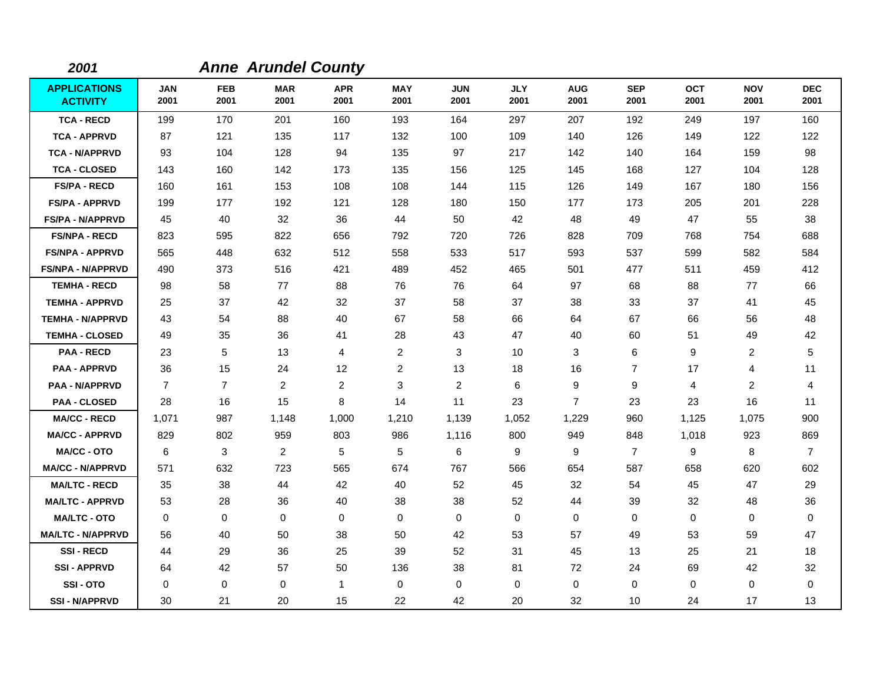**2001** ***Anne Arundel County***

| APPLICATIONS ACTIVITY | JAN 2001 | FEB 2001 | MAR 2001 | APR 2001 | MAY 2001 | JUN 2001 | JLY 2001 | AUG 2001 | SEP 2001 | OCT 2001 | NOV 2001 | DEC 2001 |
|---|---|---|---|---|---|---|---|---|---|---|---|---|
| TCA - RECD | 199 | 170 | 201 | 160 | 193 | 164 | 297 | 207 | 192 | 249 | 197 | 160 |
| TCA - APPRVD | 87 | 121 | 135 | 117 | 132 | 100 | 109 | 140 | 126 | 149 | 122 | 122 |
| TCA - N/APPRVD | 93 | 104 | 128 | 94 | 135 | 97 | 217 | 142 | 140 | 164 | 159 | 98 |
| TCA - CLOSED | 143 | 160 | 142 | 173 | 135 | 156 | 125 | 145 | 168 | 127 | 104 | 128 |
| FS/PA - RECD | 160 | 161 | 153 | 108 | 108 | 144 | 115 | 126 | 149 | 167 | 180 | 156 |
| FS/PA - APPRVD | 199 | 177 | 192 | 121 | 128 | 180 | 150 | 177 | 173 | 205 | 201 | 228 |
| FS/PA - N/APPRVD | 45 | 40 | 32 | 36 | 44 | 50 | 42 | 48 | 49 | 47 | 55 | 38 |
| FS/NPA - RECD | 823 | 595 | 822 | 656 | 792 | 720 | 726 | 828 | 709 | 768 | 754 | 688 |
| FS/NPA - APPRVD | 565 | 448 | 632 | 512 | 558 | 533 | 517 | 593 | 537 | 599 | 582 | 584 |
| FS/NPA - N/APPRVD | 490 | 373 | 516 | 421 | 489 | 452 | 465 | 501 | 477 | 511 | 459 | 412 |
| TEMHA - RECD | 98 | 58 | 77 | 88 | 76 | 76 | 64 | 97 | 68 | 88 | 77 | 66 |
| TEMHA - APPRVD | 25 | 37 | 42 | 32 | 37 | 58 | 37 | 38 | 33 | 37 | 41 | 45 |
| TEMHA - N/APPRVD | 43 | 54 | 88 | 40 | 67 | 58 | 66 | 64 | 67 | 66 | 56 | 48 |
| TEMHA - CLOSED | 49 | 35 | 36 | 41 | 28 | 43 | 47 | 40 | 60 | 51 | 49 | 42 |
| PAA - RECD | 23 | 5 | 13 | 4 | 2 | 3 | 10 | 3 | 6 | 9 | 2 | 5 |
| PAA - APPRVD | 36 | 15 | 24 | 12 | 2 | 13 | 18 | 16 | 7 | 17 | 4 | 11 |
| PAA - N/APPRVD | 7 | 7 | 2 | 2 | 3 | 2 | 6 | 9 | 9 | 4 | 2 | 4 |
| PAA - CLOSED | 28 | 16 | 15 | 8 | 14 | 11 | 23 | 7 | 23 | 23 | 16 | 11 |
| MA/CC - RECD | 1,071 | 987 | 1,148 | 1,000 | 1,210 | 1,139 | 1,052 | 1,229 | 960 | 1,125 | 1,075 | 900 |
| MA/CC - APPRVD | 829 | 802 | 959 | 803 | 986 | 1,116 | 800 | 949 | 848 | 1,018 | 923 | 869 |
| MA/CC - OTO | 6 | 3 | 2 | 5 | 5 | 6 | 9 | 9 | 7 | 9 | 8 | 7 |
| MA/CC - N/APPRVD | 571 | 632 | 723 | 565 | 674 | 767 | 566 | 654 | 587 | 658 | 620 | 602 |
| MA/LTC - RECD | 35 | 38 | 44 | 42 | 40 | 52 | 45 | 32 | 54 | 45 | 47 | 29 |
| MA/LTC - APPRVD | 53 | 28 | 36 | 40 | 38 | 38 | 52 | 44 | 39 | 32 | 48 | 36 |
| MA/LTC - OTO | 0 | 0 | 0 | 0 | 0 | 0 | 0 | 0 | 0 | 0 | 0 | 0 |
| MA/LTC - N/APPRVD | 56 | 40 | 50 | 38 | 50 | 42 | 53 | 57 | 49 | 53 | 59 | 47 |
| SSI - RECD | 44 | 29 | 36 | 25 | 39 | 52 | 31 | 45 | 13 | 25 | 21 | 18 |
| SSI - APPRVD | 64 | 42 | 57 | 50 | 136 | 38 | 81 | 72 | 24 | 69 | 42 | 32 |
| SSI - OTO | 0 | 0 | 0 | 1 | 0 | 0 | 0 | 0 | 0 | 0 | 0 | 0 |
| SSI - N/APPRVD | 30 | 21 | 20 | 15 | 22 | 42 | 20 | 32 | 10 | 24 | 17 | 13 |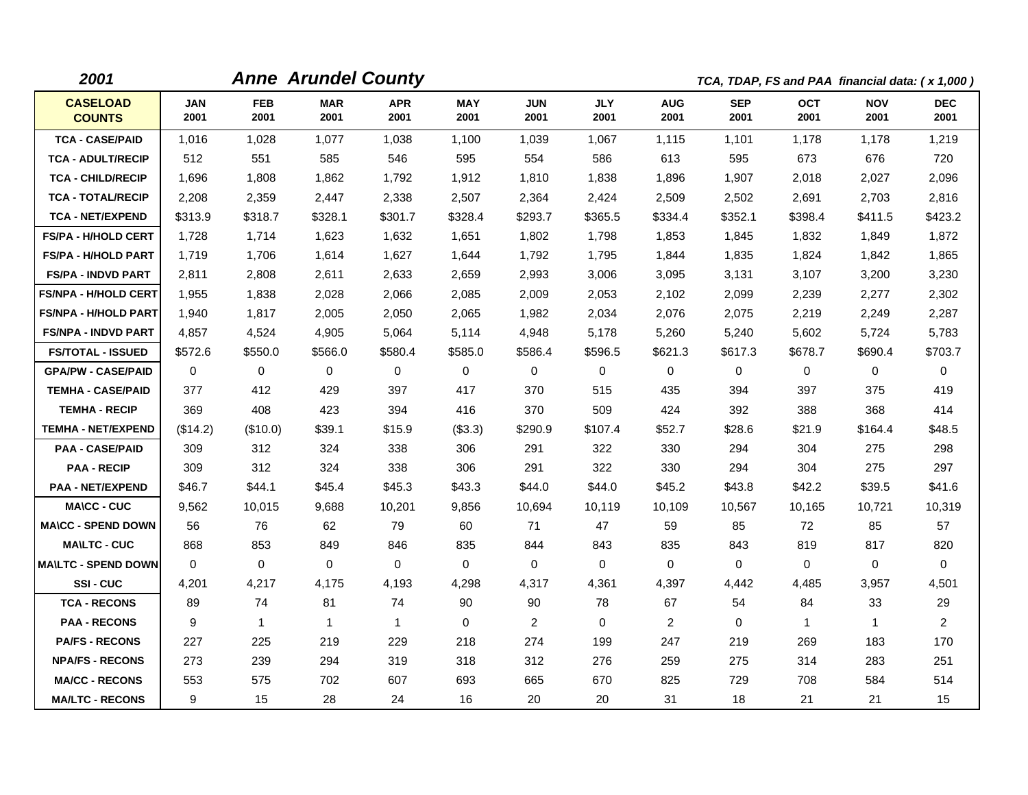**2001** **Anne Arundel County** *TCA, TDAP, FS and PAA financial data: ( x 1,000 )*

| CASELOAD COUNTS | JAN 2001 | FEB 2001 | MAR 2001 | APR 2001 | MAY 2001 | JUN 2001 | JLY 2001 | AUG 2001 | SEP 2001 | OCT 2001 | NOV 2001 | DEC 2001 |
|---|---|---|---|---|---|---|---|---|---|---|---|---|
| TCA - CASE/PAID | 1,016 | 1,028 | 1,077 | 1,038 | 1,100 | 1,039 | 1,067 | 1,115 | 1,101 | 1,178 | 1,178 | 1,219 |
| TCA - ADULT/RECIP | 512 | 551 | 585 | 546 | 595 | 554 | 586 | 613 | 595 | 673 | 676 | 720 |
| TCA - CHILD/RECIP | 1,696 | 1,808 | 1,862 | 1,792 | 1,912 | 1,810 | 1,838 | 1,896 | 1,907 | 2,018 | 2,027 | 2,096 |
| TCA - TOTAL/RECIP | 2,208 | 2,359 | 2,447 | 2,338 | 2,507 | 2,364 | 2,424 | 2,509 | 2,502 | 2,691 | 2,703 | 2,816 |
| TCA - NET/EXPEND | $313.9 | $318.7 | $328.1 | $301.7 | $328.4 | $293.7 | $365.5 | $334.4 | $352.1 | $398.4 | $411.5 | $423.2 |
| FS/PA - H/HOLD CERT | 1,728 | 1,714 | 1,623 | 1,632 | 1,651 | 1,802 | 1,798 | 1,853 | 1,845 | 1,832 | 1,849 | 1,872 |
| FS/PA - H/HOLD PART | 1,719 | 1,706 | 1,614 | 1,627 | 1,644 | 1,792 | 1,795 | 1,844 | 1,835 | 1,824 | 1,842 | 1,865 |
| FS/PA - INDVD PART | 2,811 | 2,808 | 2,611 | 2,633 | 2,659 | 2,993 | 3,006 | 3,095 | 3,131 | 3,107 | 3,200 | 3,230 |
| FS/NPA - H/HOLD CERT | 1,955 | 1,838 | 2,028 | 2,066 | 2,085 | 2,009 | 2,053 | 2,102 | 2,099 | 2,239 | 2,277 | 2,302 |
| FS/NPA - H/HOLD PART | 1,940 | 1,817 | 2,005 | 2,050 | 2,065 | 1,982 | 2,034 | 2,076 | 2,075 | 2,219 | 2,249 | 2,287 |
| FS/NPA - INDVD PART | 4,857 | 4,524 | 4,905 | 5,064 | 5,114 | 4,948 | 5,178 | 5,260 | 5,240 | 5,602 | 5,724 | 5,783 |
| FS/TOTAL - ISSUED | $572.6 | $550.0 | $566.0 | $580.4 | $585.0 | $586.4 | $596.5 | $621.3 | $617.3 | $678.7 | $690.4 | $703.7 |
| GPA/PW - CASE/PAID | 0 | 0 | 0 | 0 | 0 | 0 | 0 | 0 | 0 | 0 | 0 | 0 |
| TEMHA - CASE/PAID | 377 | 412 | 429 | 397 | 417 | 370 | 515 | 435 | 394 | 397 | 375 | 419 |
| TEMHA - RECIP | 369 | 408 | 423 | 394 | 416 | 370 | 509 | 424 | 392 | 388 | 368 | 414 |
| TEMHA - NET/EXPEND | ($14.2) | ($10.0) | $39.1 | $15.9 | ($3.3) | $290.9 | $107.4 | $52.7 | $28.6 | $21.9 | $164.4 | $48.5 |
| PAA - CASE/PAID | 309 | 312 | 324 | 338 | 306 | 291 | 322 | 330 | 294 | 304 | 275 | 298 |
| PAA - RECIP | 309 | 312 | 324 | 338 | 306 | 291 | 322 | 330 | 294 | 304 | 275 | 297 |
| PAA - NET/EXPEND | $46.7 | $44.1 | $45.4 | $45.3 | $43.3 | $44.0 | $44.0 | $45.2 | $43.8 | $42.2 | $39.5 | $41.6 |
| MA\CC - CUC | 9,562 | 10,015 | 9,688 | 10,201 | 9,856 | 10,694 | 10,119 | 10,109 | 10,567 | 10,165 | 10,721 | 10,319 |
| MA\CC - SPEND DOWN | 56 | 76 | 62 | 79 | 60 | 71 | 47 | 59 | 85 | 72 | 85 | 57 |
| MA\LTC - CUC | 868 | 853 | 849 | 846 | 835 | 844 | 843 | 835 | 843 | 819 | 817 | 820 |
| MA\LTC - SPEND DOWN | 0 | 0 | 0 | 0 | 0 | 0 | 0 | 0 | 0 | 0 | 0 | 0 |
| SSI - CUC | 4,201 | 4,217 | 4,175 | 4,193 | 4,298 | 4,317 | 4,361 | 4,397 | 4,442 | 4,485 | 3,957 | 4,501 |
| TCA - RECONS | 89 | 74 | 81 | 74 | 90 | 90 | 78 | 67 | 54 | 84 | 33 | 29 |
| PAA - RECONS | 9 | 1 | 1 | 1 | 0 | 2 | 0 | 2 | 0 | 1 | 1 | 2 |
| PA/FS - RECONS | 227 | 225 | 219 | 229 | 218 | 274 | 199 | 247 | 219 | 269 | 183 | 170 |
| NPA/FS - RECONS | 273 | 239 | 294 | 319 | 318 | 312 | 276 | 259 | 275 | 314 | 283 | 251 |
| MA/CC - RECONS | 553 | 575 | 702 | 607 | 693 | 665 | 670 | 825 | 729 | 708 | 584 | 514 |
| MA/LTC - RECONS | 9 | 15 | 28 | 24 | 16 | 20 | 20 | 31 | 18 | 21 | 21 | 15 |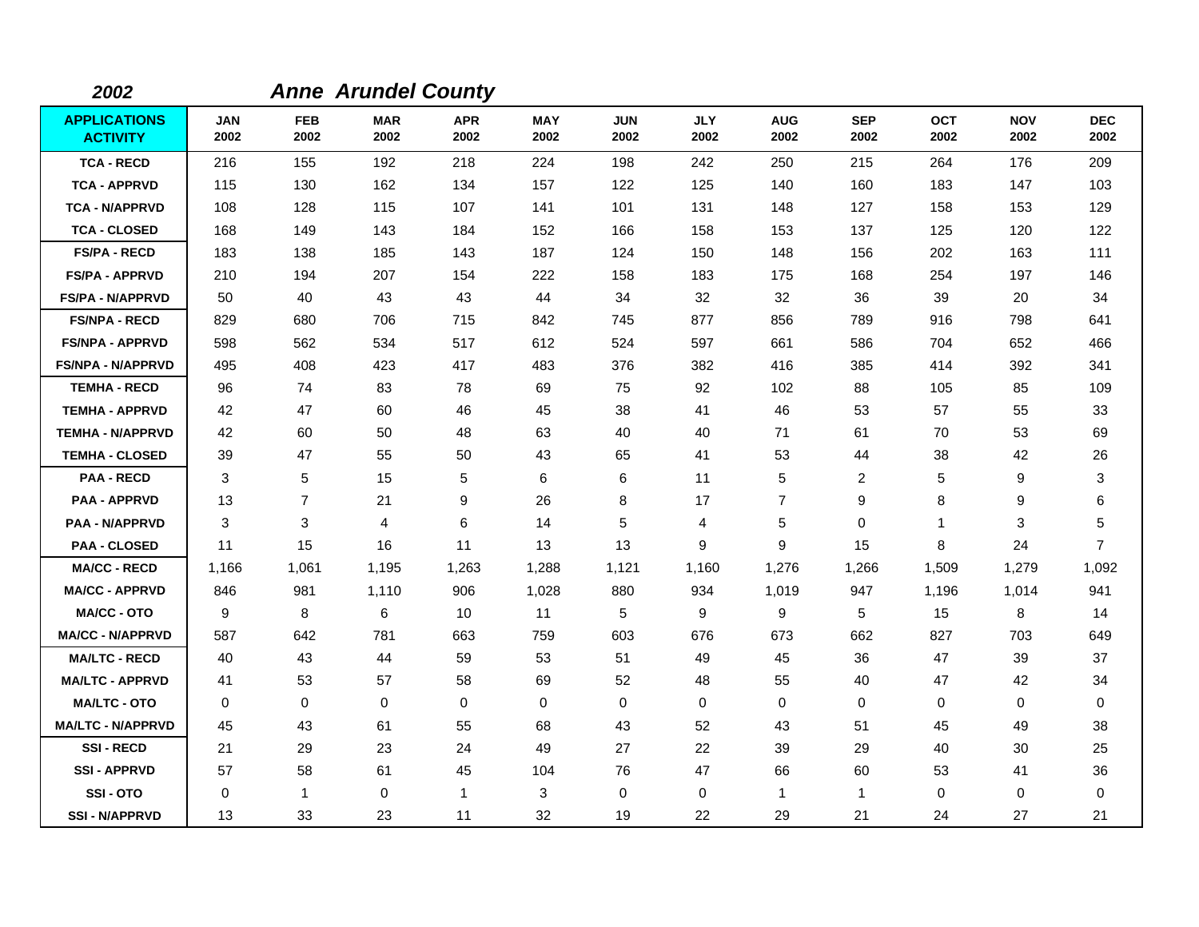## 2002 *Anne Arundel County*

| APPLICATIONS ACTIVITY | JAN 2002 | FEB 2002 | MAR 2002 | APR 2002 | MAY 2002 | JUN 2002 | JLY 2002 | AUG 2002 | SEP 2002 | OCT 2002 | NOV 2002 | DEC 2002 |
|---|---|---|---|---|---|---|---|---|---|---|---|---|
| TCA - RECD | 216 | 155 | 192 | 218 | 224 | 198 | 242 | 250 | 215 | 264 | 176 | 209 |
| TCA - APPRVD | 115 | 130 | 162 | 134 | 157 | 122 | 125 | 140 | 160 | 183 | 147 | 103 |
| TCA - N/APPRVD | 108 | 128 | 115 | 107 | 141 | 101 | 131 | 148 | 127 | 158 | 153 | 129 |
| TCA - CLOSED | 168 | 149 | 143 | 184 | 152 | 166 | 158 | 153 | 137 | 125 | 120 | 122 |
| FS/PA - RECD | 183 | 138 | 185 | 143 | 187 | 124 | 150 | 148 | 156 | 202 | 163 | 111 |
| FS/PA - APPRVD | 210 | 194 | 207 | 154 | 222 | 158 | 183 | 175 | 168 | 254 | 197 | 146 |
| FS/PA - N/APPRVD | 50 | 40 | 43 | 43 | 44 | 34 | 32 | 32 | 36 | 39 | 20 | 34 |
| FS/NPA - RECD | 829 | 680 | 706 | 715 | 842 | 745 | 877 | 856 | 789 | 916 | 798 | 641 |
| FS/NPA - APPRVD | 598 | 562 | 534 | 517 | 612 | 524 | 597 | 661 | 586 | 704 | 652 | 466 |
| FS/NPA - N/APPRVD | 495 | 408 | 423 | 417 | 483 | 376 | 382 | 416 | 385 | 414 | 392 | 341 |
| TEMHA - RECD | 96 | 74 | 83 | 78 | 69 | 75 | 92 | 102 | 88 | 105 | 85 | 109 |
| TEMHA - APPRVD | 42 | 47 | 60 | 46 | 45 | 38 | 41 | 46 | 53 | 57 | 55 | 33 |
| TEMHA - N/APPRVD | 42 | 60 | 50 | 48 | 63 | 40 | 40 | 71 | 61 | 70 | 53 | 69 |
| TEMHA - CLOSED | 39 | 47 | 55 | 50 | 43 | 65 | 41 | 53 | 44 | 38 | 42 | 26 |
| PAA - RECD | 3 | 5 | 15 | 5 | 6 | 6 | 11 | 5 | 2 | 5 | 9 | 3 |
| PAA - APPRVD | 13 | 7 | 21 | 9 | 26 | 8 | 17 | 7 | 9 | 8 | 9 | 6 |
| PAA - N/APPRVD | 3 | 3 | 4 | 6 | 14 | 5 | 4 | 5 | 0 | 1 | 3 | 5 |
| PAA - CLOSED | 11 | 15 | 16 | 11 | 13 | 13 | 9 | 9 | 15 | 8 | 24 | 7 |
| MA/CC - RECD | 1,166 | 1,061 | 1,195 | 1,263 | 1,288 | 1,121 | 1,160 | 1,276 | 1,266 | 1,509 | 1,279 | 1,092 |
| MA/CC - APPRVD | 846 | 981 | 1,110 | 906 | 1,028 | 880 | 934 | 1,019 | 947 | 1,196 | 1,014 | 941 |
| MA/CC - OTO | 9 | 8 | 6 | 10 | 11 | 5 | 9 | 9 | 5 | 15 | 8 | 14 |
| MA/CC - N/APPRVD | 587 | 642 | 781 | 663 | 759 | 603 | 676 | 673 | 662 | 827 | 703 | 649 |
| MA/LTC - RECD | 40 | 43 | 44 | 59 | 53 | 51 | 49 | 45 | 36 | 47 | 39 | 37 |
| MA/LTC - APPRVD | 41 | 53 | 57 | 58 | 69 | 52 | 48 | 55 | 40 | 47 | 42 | 34 |
| MA/LTC - OTO | 0 | 0 | 0 | 0 | 0 | 0 | 0 | 0 | 0 | 0 | 0 | 0 |
| MA/LTC - N/APPRVD | 45 | 43 | 61 | 55 | 68 | 43 | 52 | 43 | 51 | 45 | 49 | 38 |
| SSI - RECD | 21 | 29 | 23 | 24 | 49 | 27 | 22 | 39 | 29 | 40 | 30 | 25 |
| SSI - APPRVD | 57 | 58 | 61 | 45 | 104 | 76 | 47 | 66 | 60 | 53 | 41 | 36 |
| SSI - OTO | 0 | 1 | 0 | 1 | 3 | 0 | 0 | 1 | 1 | 0 | 0 | 0 |
| SSI - N/APPRVD | 13 | 33 | 23 | 11 | 32 | 19 | 22 | 29 | 21 | 24 | 27 | 21 |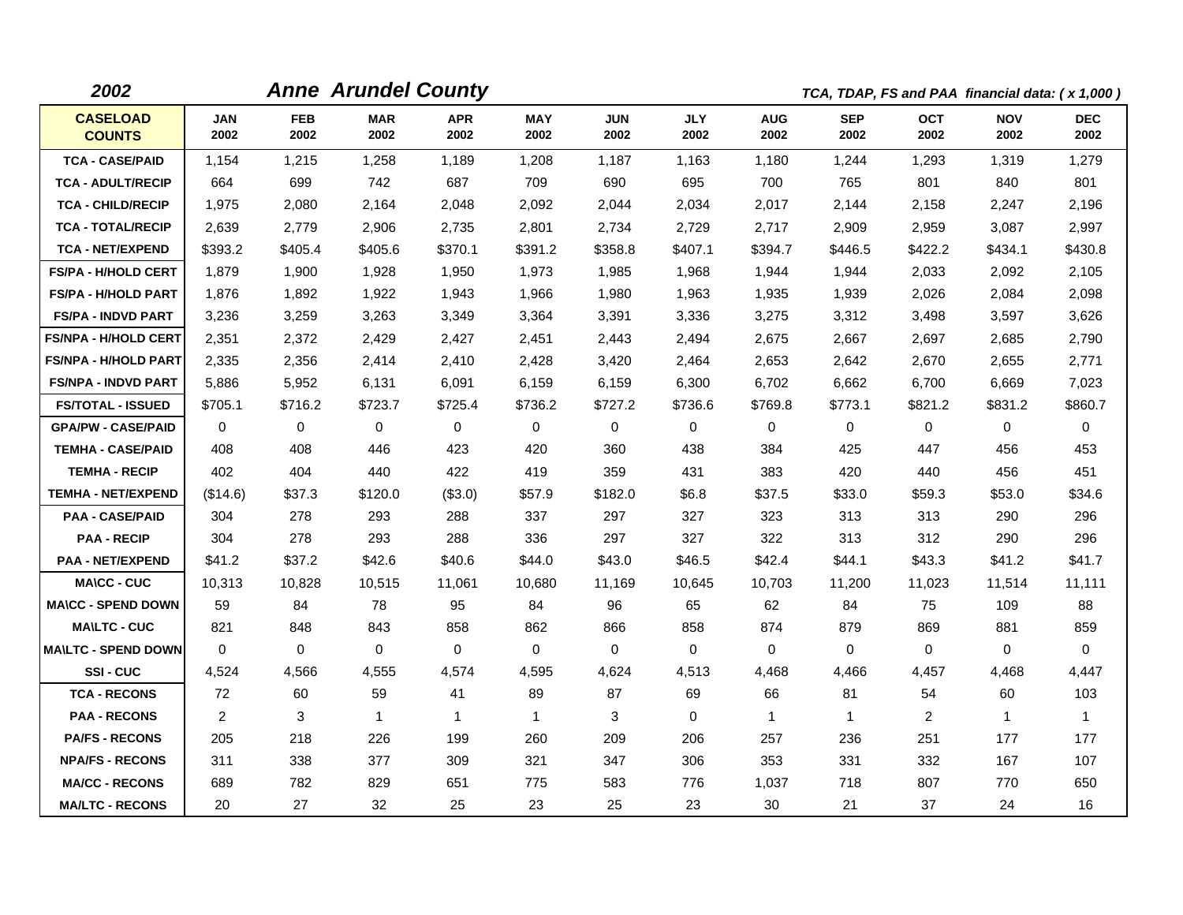**2002** ***Anne Arundel County*** *TCA, TDAP, FS and PAA financial data: ( x 1,000 )*

| CASELOAD COUNTS | JAN 2002 | FEB 2002 | MAR 2002 | APR 2002 | MAY 2002 | JUN 2002 | JLY 2002 | AUG 2002 | SEP 2002 | OCT 2002 | NOV 2002 | DEC 2002 |
|---|---|---|---|---|---|---|---|---|---|---|---|---|
| TCA - CASE/PAID | 1,154 | 1,215 | 1,258 | 1,189 | 1,208 | 1,187 | 1,163 | 1,180 | 1,244 | 1,293 | 1,319 | 1,279 |
| TCA - ADULT/RECIP | 664 | 699 | 742 | 687 | 709 | 690 | 695 | 700 | 765 | 801 | 840 | 801 |
| TCA - CHILD/RECIP | 1,975 | 2,080 | 2,164 | 2,048 | 2,092 | 2,044 | 2,034 | 2,017 | 2,144 | 2,158 | 2,247 | 2,196 |
| TCA - TOTAL/RECIP | 2,639 | 2,779 | 2,906 | 2,735 | 2,801 | 2,734 | 2,729 | 2,717 | 2,909 | 2,959 | 3,087 | 2,997 |
| TCA - NET/EXPEND | $393.2 | $405.4 | $405.6 | $370.1 | $391.2 | $358.8 | $407.1 | $394.7 | $446.5 | $422.2 | $434.1 | $430.8 |
| FS/PA - H/HOLD CERT | 1,879 | 1,900 | 1,928 | 1,950 | 1,973 | 1,985 | 1,968 | 1,944 | 1,944 | 2,033 | 2,092 | 2,105 |
| FS/PA - H/HOLD PART | 1,876 | 1,892 | 1,922 | 1,943 | 1,966 | 1,980 | 1,963 | 1,935 | 1,939 | 2,026 | 2,084 | 2,098 |
| FS/PA - INDVD PART | 3,236 | 3,259 | 3,263 | 3,349 | 3,364 | 3,391 | 3,336 | 3,275 | 3,312 | 3,498 | 3,597 | 3,626 |
| FS/NPA - H/HOLD CERT | 2,351 | 2,372 | 2,429 | 2,427 | 2,451 | 2,443 | 2,494 | 2,675 | 2,667 | 2,697 | 2,685 | 2,790 |
| FS/NPA - H/HOLD PART | 2,335 | 2,356 | 2,414 | 2,410 | 2,428 | 3,420 | 2,464 | 2,653 | 2,642 | 2,670 | 2,655 | 2,771 |
| FS/NPA - INDVD PART | 5,886 | 5,952 | 6,131 | 6,091 | 6,159 | 6,159 | 6,300 | 6,702 | 6,662 | 6,700 | 6,669 | 7,023 |
| FS/TOTAL - ISSUED | $705.1 | $716.2 | $723.7 | $725.4 | $736.2 | $727.2 | $736.6 | $769.8 | $773.1 | $821.2 | $831.2 | $860.7 |
| GPA/PW - CASE/PAID | 0 | 0 | 0 | 0 | 0 | 0 | 0 | 0 | 0 | 0 | 0 | 0 |
| TEMHA - CASE/PAID | 408 | 408 | 446 | 423 | 420 | 360 | 438 | 384 | 425 | 447 | 456 | 453 |
| TEMHA - RECIP | 402 | 404 | 440 | 422 | 419 | 359 | 431 | 383 | 420 | 440 | 456 | 451 |
| TEMHA - NET/EXPEND | ($14.6) | $37.3 | $120.0 | ($3.0) | $57.9 | $182.0 | $6.8 | $37.5 | $33.0 | $59.3 | $53.0 | $34.6 |
| PAA - CASE/PAID | 304 | 278 | 293 | 288 | 337 | 297 | 327 | 323 | 313 | 313 | 290 | 296 |
| PAA - RECIP | 304 | 278 | 293 | 288 | 336 | 297 | 327 | 322 | 313 | 312 | 290 | 296 |
| PAA - NET/EXPEND | $41.2 | $37.2 | $42.6 | $40.6 | $44.0 | $43.0 | $46.5 | $42.4 | $44.1 | $43.3 | $41.2 | $41.7 |
| MA\CC - CUC | 10,313 | 10,828 | 10,515 | 11,061 | 10,680 | 11,169 | 10,645 | 10,703 | 11,200 | 11,023 | 11,514 | 11,111 |
| MA\CC - SPEND DOWN | 59 | 84 | 78 | 95 | 84 | 96 | 65 | 62 | 84 | 75 | 109 | 88 |
| MA\LTC - CUC | 821 | 848 | 843 | 858 | 862 | 866 | 858 | 874 | 879 | 869 | 881 | 859 |
| MA\LTC - SPEND DOWN | 0 | 0 | 0 | 0 | 0 | 0 | 0 | 0 | 0 | 0 | 0 | 0 |
| SSI - CUC | 4,524 | 4,566 | 4,555 | 4,574 | 4,595 | 4,624 | 4,513 | 4,468 | 4,466 | 4,457 | 4,468 | 4,447 |
| TCA - RECONS | 72 | 60 | 59 | 41 | 89 | 87 | 69 | 66 | 81 | 54 | 60 | 103 |
| PAA - RECONS | 2 | 3 | 1 | 1 | 1 | 3 | 0 | 1 | 1 | 2 | 1 | 1 |
| PA/FS - RECONS | 205 | 218 | 226 | 199 | 260 | 209 | 206 | 257 | 236 | 251 | 177 | 177 |
| NPA/FS - RECONS | 311 | 338 | 377 | 309 | 321 | 347 | 306 | 353 | 331 | 332 | 167 | 107 |
| MA/CC - RECONS | 689 | 782 | 829 | 651 | 775 | 583 | 776 | 1,037 | 718 | 807 | 770 | 650 |
| MA/LTC - RECONS | 20 | 27 | 32 | 25 | 23 | 25 | 23 | 30 | 21 | 37 | 24 | 16 |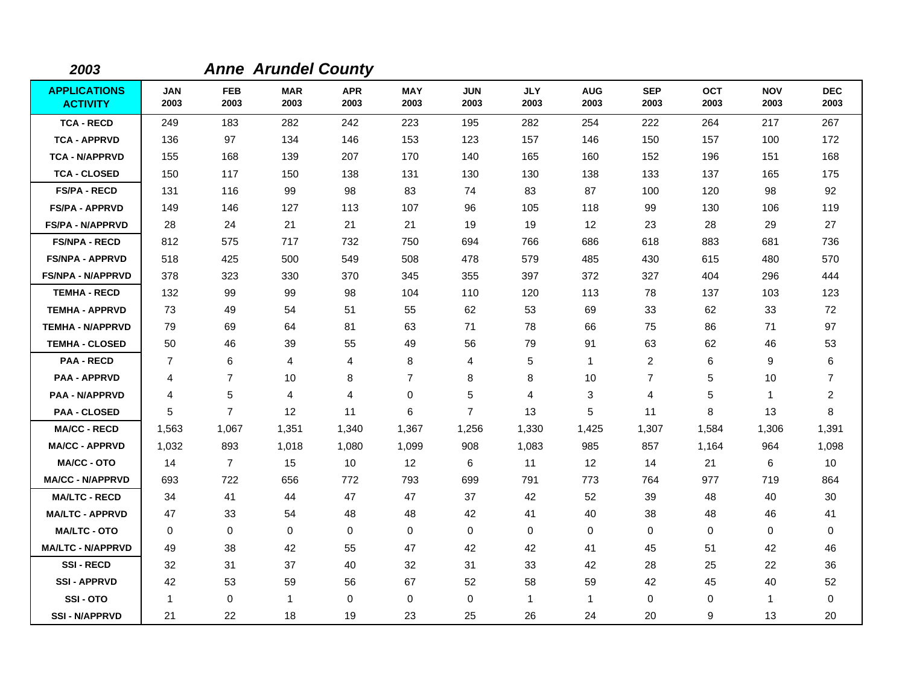**2003** ***Anne Arundel County***

| APPLICATIONS ACTIVITY | JAN 2003 | FEB 2003 | MAR 2003 | APR 2003 | MAY 2003 | JUN 2003 | JLY 2003 | AUG 2003 | SEP 2003 | OCT 2003 | NOV 2003 | DEC 2003 |
|---|---|---|---|---|---|---|---|---|---|---|---|---|
| TCA - RECD | 249 | 183 | 282 | 242 | 223 | 195 | 282 | 254 | 222 | 264 | 217 | 267 |
| TCA - APPRVD | 136 | 97 | 134 | 146 | 153 | 123 | 157 | 146 | 150 | 157 | 100 | 172 |
| TCA - N/APPRVD | 155 | 168 | 139 | 207 | 170 | 140 | 165 | 160 | 152 | 196 | 151 | 168 |
| TCA - CLOSED | 150 | 117 | 150 | 138 | 131 | 130 | 130 | 138 | 133 | 137 | 165 | 175 |
| FS/PA - RECD | 131 | 116 | 99 | 98 | 83 | 74 | 83 | 87 | 100 | 120 | 98 | 92 |
| FS/PA - APPRVD | 149 | 146 | 127 | 113 | 107 | 96 | 105 | 118 | 99 | 130 | 106 | 119 |
| FS/PA - N/APPRVD | 28 | 24 | 21 | 21 | 21 | 19 | 19 | 12 | 23 | 28 | 29 | 27 |
| FS/NPA - RECD | 812 | 575 | 717 | 732 | 750 | 694 | 766 | 686 | 618 | 883 | 681 | 736 |
| FS/NPA - APPRVD | 518 | 425 | 500 | 549 | 508 | 478 | 579 | 485 | 430 | 615 | 480 | 570 |
| FS/NPA - N/APPRVD | 378 | 323 | 330 | 370 | 345 | 355 | 397 | 372 | 327 | 404 | 296 | 444 |
| TEMHA - RECD | 132 | 99 | 99 | 98 | 104 | 110 | 120 | 113 | 78 | 137 | 103 | 123 |
| TEMHA - APPRVD | 73 | 49 | 54 | 51 | 55 | 62 | 53 | 69 | 33 | 62 | 33 | 72 |
| TEMHA - N/APPRVD | 79 | 69 | 64 | 81 | 63 | 71 | 78 | 66 | 75 | 86 | 71 | 97 |
| TEMHA - CLOSED | 50 | 46 | 39 | 55 | 49 | 56 | 79 | 91 | 63 | 62 | 46 | 53 |
| PAA - RECD | 7 | 6 | 4 | 4 | 8 | 4 | 5 | 1 | 2 | 6 | 9 | 6 |
| PAA - APPRVD | 4 | 7 | 10 | 8 | 7 | 8 | 8 | 10 | 7 | 5 | 10 | 7 |
| PAA - N/APPRVD | 4 | 5 | 4 | 4 | 0 | 5 | 4 | 3 | 4 | 5 | 1 | 2 |
| PAA - CLOSED | 5 | 7 | 12 | 11 | 6 | 7 | 13 | 5 | 11 | 8 | 13 | 8 |
| MA/CC - RECD | 1,563 | 1,067 | 1,351 | 1,340 | 1,367 | 1,256 | 1,330 | 1,425 | 1,307 | 1,584 | 1,306 | 1,391 |
| MA/CC - APPRVD | 1,032 | 893 | 1,018 | 1,080 | 1,099 | 908 | 1,083 | 985 | 857 | 1,164 | 964 | 1,098 |
| MA/CC - OTO | 14 | 7 | 15 | 10 | 12 | 6 | 11 | 12 | 14 | 21 | 6 | 10 |
| MA/CC - N/APPRVD | 693 | 722 | 656 | 772 | 793 | 699 | 791 | 773 | 764 | 977 | 719 | 864 |
| MA/LTC - RECD | 34 | 41 | 44 | 47 | 47 | 37 | 42 | 52 | 39 | 48 | 40 | 30 |
| MA/LTC - APPRVD | 47 | 33 | 54 | 48 | 48 | 42 | 41 | 40 | 38 | 48 | 46 | 41 |
| MA/LTC - OTO | 0 | 0 | 0 | 0 | 0 | 0 | 0 | 0 | 0 | 0 | 0 | 0 |
| MA/LTC - N/APPRVD | 49 | 38 | 42 | 55 | 47 | 42 | 42 | 41 | 45 | 51 | 42 | 46 |
| SSI - RECD | 32 | 31 | 37 | 40 | 32 | 31 | 33 | 42 | 28 | 25 | 22 | 36 |
| SSI - APPRVD | 42 | 53 | 59 | 56 | 67 | 52 | 58 | 59 | 42 | 45 | 40 | 52 |
| SSI - OTO | 1 | 0 | 1 | 0 | 0 | 0 | 1 | 1 | 0 | 0 | 1 | 0 |
| SSI - N/APPRVD | 21 | 22 | 18 | 19 | 23 | 25 | 26 | 24 | 20 | 9 | 13 | 20 |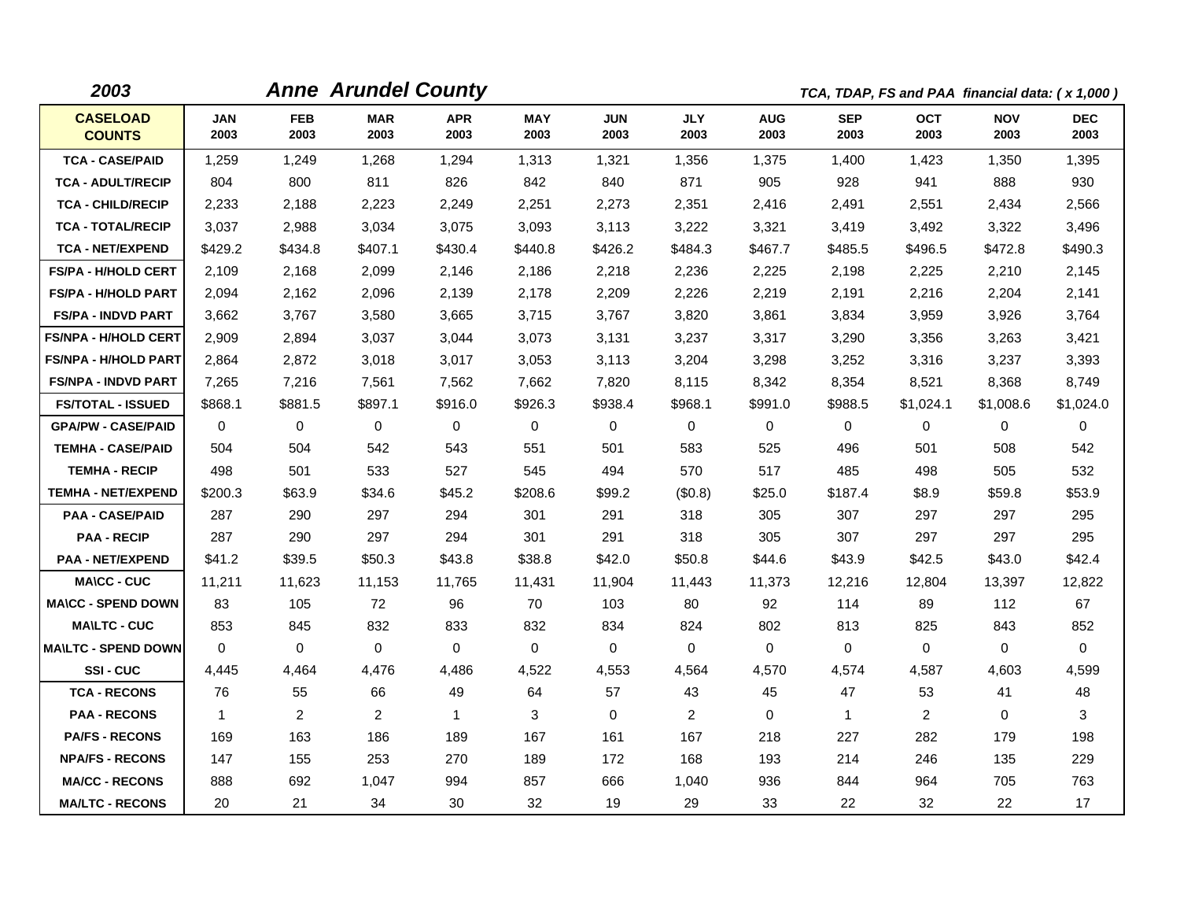**2003** ***Anne Arundel County*** *TCA, TDAP, FS and PAA financial data: ( x 1,000 )*

| CASELOAD COUNTS | JAN 2003 | FEB 2003 | MAR 2003 | APR 2003 | MAY 2003 | JUN 2003 | JLY 2003 | AUG 2003 | SEP 2003 | OCT 2003 | NOV 2003 | DEC 2003 |
|---|---|---|---|---|---|---|---|---|---|---|---|---|
| TCA - CASE/PAID | 1,259 | 1,249 | 1,268 | 1,294 | 1,313 | 1,321 | 1,356 | 1,375 | 1,400 | 1,423 | 1,350 | 1,395 |
| TCA - ADULT/RECIP | 804 | 800 | 811 | 826 | 842 | 840 | 871 | 905 | 928 | 941 | 888 | 930 |
| TCA - CHILD/RECIP | 2,233 | 2,188 | 2,223 | 2,249 | 2,251 | 2,273 | 2,351 | 2,416 | 2,491 | 2,551 | 2,434 | 2,566 |
| TCA - TOTAL/RECIP | 3,037 | 2,988 | 3,034 | 3,075 | 3,093 | 3,113 | 3,222 | 3,321 | 3,419 | 3,492 | 3,322 | 3,496 |
| TCA - NET/EXPEND | $429.2 | $434.8 | $407.1 | $430.4 | $440.8 | $426.2 | $484.3 | $467.7 | $485.5 | $496.5 | $472.8 | $490.3 |
| FS/PA - H/HOLD CERT | 2,109 | 2,168 | 2,099 | 2,146 | 2,186 | 2,218 | 2,236 | 2,225 | 2,198 | 2,225 | 2,210 | 2,145 |
| FS/PA - H/HOLD PART | 2,094 | 2,162 | 2,096 | 2,139 | 2,178 | 2,209 | 2,226 | 2,219 | 2,191 | 2,216 | 2,204 | 2,141 |
| FS/PA - INDVD PART | 3,662 | 3,767 | 3,580 | 3,665 | 3,715 | 3,767 | 3,820 | 3,861 | 3,834 | 3,959 | 3,926 | 3,764 |
| FS/NPA - H/HOLD CERT | 2,909 | 2,894 | 3,037 | 3,044 | 3,073 | 3,131 | 3,237 | 3,317 | 3,290 | 3,356 | 3,263 | 3,421 |
| FS/NPA - H/HOLD PART | 2,864 | 2,872 | 3,018 | 3,017 | 3,053 | 3,113 | 3,204 | 3,298 | 3,252 | 3,316 | 3,237 | 3,393 |
| FS/NPA - INDVD PART | 7,265 | 7,216 | 7,561 | 7,562 | 7,662 | 7,820 | 8,115 | 8,342 | 8,354 | 8,521 | 8,368 | 8,749 |
| FS/TOTAL - ISSUED | $868.1 | $881.5 | $897.1 | $916.0 | $926.3 | $938.4 | $968.1 | $991.0 | $988.5 | $1,024.1 | $1,008.6 | $1,024.0 |
| GPA/PW - CASE/PAID | 0 | 0 | 0 | 0 | 0 | 0 | 0 | 0 | 0 | 0 | 0 | 0 |
| TEMHA - CASE/PAID | 504 | 504 | 542 | 543 | 551 | 501 | 583 | 525 | 496 | 501 | 508 | 542 |
| TEMHA - RECIP | 498 | 501 | 533 | 527 | 545 | 494 | 570 | 517 | 485 | 498 | 505 | 532 |
| TEMHA - NET/EXPEND | $200.3 | $63.9 | $34.6 | $45.2 | $208.6 | $99.2 | ($0.8) | $25.0 | $187.4 | $8.9 | $59.8 | $53.9 |
| PAA - CASE/PAID | 287 | 290 | 297 | 294 | 301 | 291 | 318 | 305 | 307 | 297 | 297 | 295 |
| PAA - RECIP | 287 | 290 | 297 | 294 | 301 | 291 | 318 | 305 | 307 | 297 | 297 | 295 |
| PAA - NET/EXPEND | $41.2 | $39.5 | $50.3 | $43.8 | $38.8 | $42.0 | $50.8 | $44.6 | $43.9 | $42.5 | $43.0 | $42.4 |
| MA\CC - CUC | 11,211 | 11,623 | 11,153 | 11,765 | 11,431 | 11,904 | 11,443 | 11,373 | 12,216 | 12,804 | 13,397 | 12,822 |
| MA\CC - SPEND DOWN | 83 | 105 | 72 | 96 | 70 | 103 | 80 | 92 | 114 | 89 | 112 | 67 |
| MA\LTC - CUC | 853 | 845 | 832 | 833 | 832 | 834 | 824 | 802 | 813 | 825 | 843 | 852 |
| MA\LTC - SPEND DOWN | 0 | 0 | 0 | 0 | 0 | 0 | 0 | 0 | 0 | 0 | 0 | 0 |
| SSI - CUC | 4,445 | 4,464 | 4,476 | 4,486 | 4,522 | 4,553 | 4,564 | 4,570 | 4,574 | 4,587 | 4,603 | 4,599 |
| TCA - RECONS | 76 | 55 | 66 | 49 | 64 | 57 | 43 | 45 | 47 | 53 | 41 | 48 |
| PAA - RECONS | 1 | 2 | 2 | 1 | 3 | 0 | 2 | 0 | 1 | 2 | 0 | 3 |
| PA/FS - RECONS | 169 | 163 | 186 | 189 | 167 | 161 | 167 | 218 | 227 | 282 | 179 | 198 |
| NPA/FS - RECONS | 147 | 155 | 253 | 270 | 189 | 172 | 168 | 193 | 214 | 246 | 135 | 229 |
| MA/CC - RECONS | 888 | 692 | 1,047 | 994 | 857 | 666 | 1,040 | 936 | 844 | 964 | 705 | 763 |
| MA/LTC - RECONS | 20 | 21 | 34 | 30 | 32 | 19 | 29 | 33 | 22 | 32 | 22 | 17 |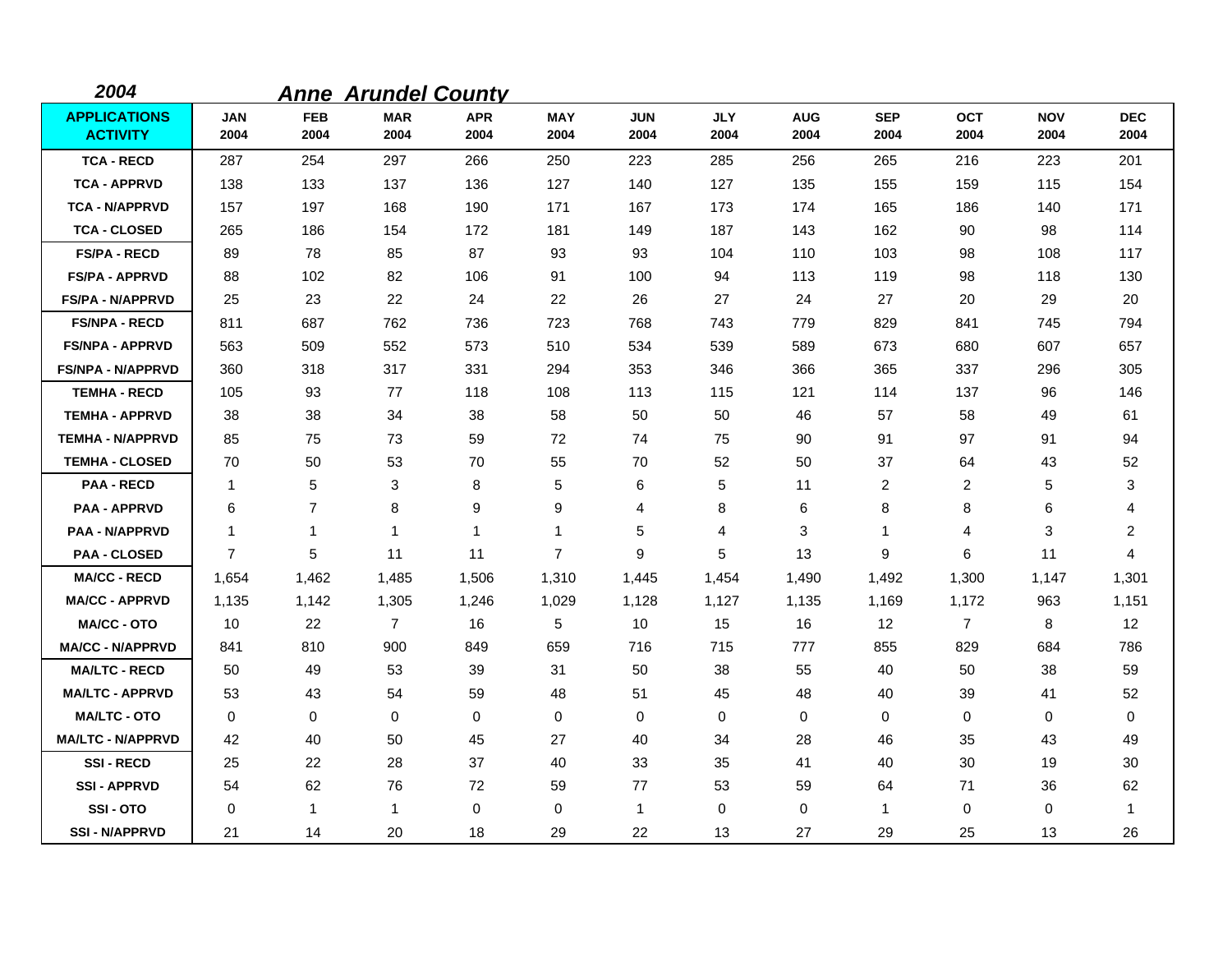## *2004* *Anne Arundel County*

| APPLICATIONS ACTIVITY | JAN 2004 | FEB 2004 | MAR 2004 | APR 2004 | MAY 2004 | JUN 2004 | JLY 2004 | AUG 2004 | SEP 2004 | OCT 2004 | NOV 2004 | DEC 2004 |
|---|---|---|---|---|---|---|---|---|---|---|---|---|
| **TCA - RECD** | 287 | 254 | 297 | 266 | 250 | 223 | 285 | 256 | 265 | 216 | 223 | 201 |
| **TCA - APPRVD** | 138 | 133 | 137 | 136 | 127 | 140 | 127 | 135 | 155 | 159 | 115 | 154 |
| **TCA - N/APPRVD** | 157 | 197 | 168 | 190 | 171 | 167 | 173 | 174 | 165 | 186 | 140 | 171 |
| **TCA - CLOSED** | 265 | 186 | 154 | 172 | 181 | 149 | 187 | 143 | 162 | 90 | 98 | 114 |
| **FS/PA - RECD** | 89 | 78 | 85 | 87 | 93 | 93 | 104 | 110 | 103 | 98 | 108 | 117 |
| **FS/PA - APPRVD** | 88 | 102 | 82 | 106 | 91 | 100 | 94 | 113 | 119 | 98 | 118 | 130 |
| **FS/PA - N/APPRVD** | 25 | 23 | 22 | 24 | 22 | 26 | 27 | 24 | 27 | 20 | 29 | 20 |
| **FS/NPA - RECD** | 811 | 687 | 762 | 736 | 723 | 768 | 743 | 779 | 829 | 841 | 745 | 794 |
| **FS/NPA - APPRVD** | 563 | 509 | 552 | 573 | 510 | 534 | 539 | 589 | 673 | 680 | 607 | 657 |
| **FS/NPA - N/APPRVD** | 360 | 318 | 317 | 331 | 294 | 353 | 346 | 366 | 365 | 337 | 296 | 305 |
| **TEMHA - RECD** | 105 | 93 | 77 | 118 | 108 | 113 | 115 | 121 | 114 | 137 | 96 | 146 |
| **TEMHA - APPRVD** | 38 | 38 | 34 | 38 | 58 | 50 | 50 | 46 | 57 | 58 | 49 | 61 |
| **TEMHA - N/APPRVD** | 85 | 75 | 73 | 59 | 72 | 74 | 75 | 90 | 91 | 97 | 91 | 94 |
| **TEMHA - CLOSED** | 70 | 50 | 53 | 70 | 55 | 70 | 52 | 50 | 37 | 64 | 43 | 52 |
| **PAA - RECD** | 1 | 5 | 3 | 8 | 5 | 6 | 5 | 11 | 2 | 2 | 5 | 3 |
| **PAA - APPRVD** | 6 | 7 | 8 | 9 | 9 | 4 | 8 | 6 | 8 | 8 | 6 | 4 |
| **PAA - N/APPRVD** | 1 | 1 | 1 | 1 | 1 | 5 | 4 | 3 | 1 | 4 | 3 | 2 |
| **PAA - CLOSED** | 7 | 5 | 11 | 11 | 7 | 9 | 5 | 13 | 9 | 6 | 11 | 4 |
| **MA/CC - RECD** | 1,654 | 1,462 | 1,485 | 1,506 | 1,310 | 1,445 | 1,454 | 1,490 | 1,492 | 1,300 | 1,147 | 1,301 |
| **MA/CC - APPRVD** | 1,135 | 1,142 | 1,305 | 1,246 | 1,029 | 1,128 | 1,127 | 1,135 | 1,169 | 1,172 | 963 | 1,151 |
| **MA/CC - OTO** | 10 | 22 | 7 | 16 | 5 | 10 | 15 | 16 | 12 | 7 | 8 | 12 |
| **MA/CC - N/APPRVD** | 841 | 810 | 900 | 849 | 659 | 716 | 715 | 777 | 855 | 829 | 684 | 786 |
| **MA/LTC - RECD** | 50 | 49 | 53 | 39 | 31 | 50 | 38 | 55 | 40 | 50 | 38 | 59 |
| **MA/LTC - APPRVD** | 53 | 43 | 54 | 59 | 48 | 51 | 45 | 48 | 40 | 39 | 41 | 52 |
| **MA/LTC - OTO** | 0 | 0 | 0 | 0 | 0 | 0 | 0 | 0 | 0 | 0 | 0 | 0 |
| **MA/LTC - N/APPRVD** | 42 | 40 | 50 | 45 | 27 | 40 | 34 | 28 | 46 | 35 | 43 | 49 |
| **SSI - RECD** | 25 | 22 | 28 | 37 | 40 | 33 | 35 | 41 | 40 | 30 | 19 | 30 |
| **SSI - APPRVD** | 54 | 62 | 76 | 72 | 59 | 77 | 53 | 59 | 64 | 71 | 36 | 62 |
| **SSI - OTO** | 0 | 1 | 1 | 0 | 0 | 1 | 0 | 0 | 1 | 0 | 0 | 1 |
| **SSI - N/APPRVD** | 21 | 14 | 20 | 18 | 29 | 22 | 13 | 27 | 29 | 25 | 13 | 26 |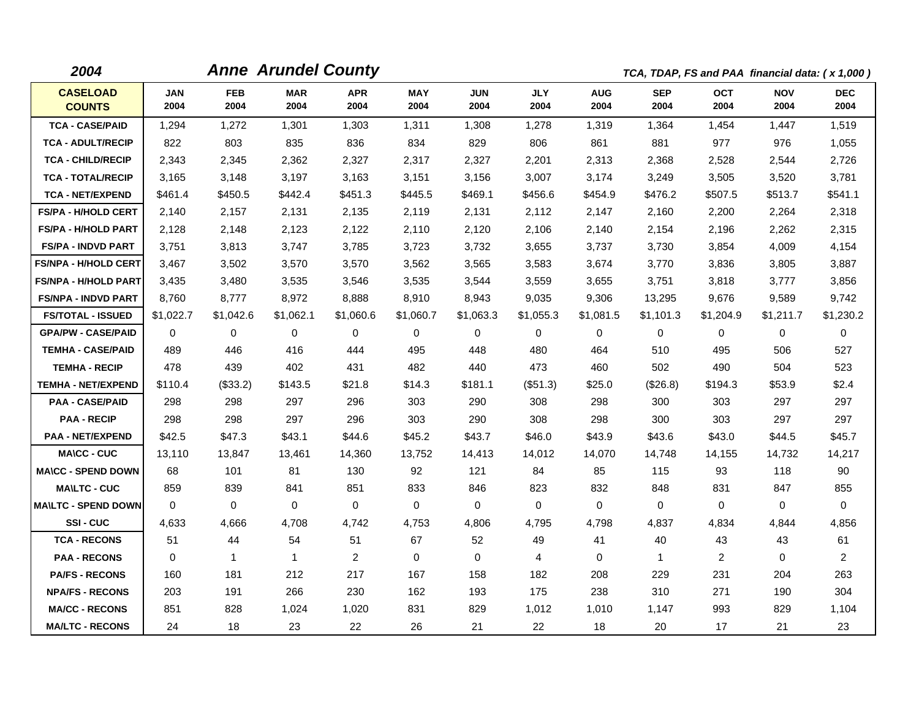**2004** **Anne Arundel County** *TCA, TDAP, FS and PAA financial data: ( x 1,000 )*

| CASELOAD COUNTS | JAN 2004 | FEB 2004 | MAR 2004 | APR 2004 | MAY 2004 | JUN 2004 | JLY 2004 | AUG 2004 | SEP 2004 | OCT 2004 | NOV 2004 | DEC 2004 |
|---|---|---|---|---|---|---|---|---|---|---|---|---|
| TCA - CASE/PAID | 1,294 | 1,272 | 1,301 | 1,303 | 1,311 | 1,308 | 1,278 | 1,319 | 1,364 | 1,454 | 1,447 | 1,519 |
| TCA - ADULT/RECIP | 822 | 803 | 835 | 836 | 834 | 829 | 806 | 861 | 881 | 977 | 976 | 1,055 |
| TCA - CHILD/RECIP | 2,343 | 2,345 | 2,362 | 2,327 | 2,317 | 2,327 | 2,201 | 2,313 | 2,368 | 2,528 | 2,544 | 2,726 |
| TCA - TOTAL/RECIP | 3,165 | 3,148 | 3,197 | 3,163 | 3,151 | 3,156 | 3,007 | 3,174 | 3,249 | 3,505 | 3,520 | 3,781 |
| TCA - NET/EXPEND | $461.4 | $450.5 | $442.4 | $451.3 | $445.5 | $469.1 | $456.6 | $454.9 | $476.2 | $507.5 | $513.7 | $541.1 |
| FS/PA - H/HOLD CERT | 2,140 | 2,157 | 2,131 | 2,135 | 2,119 | 2,131 | 2,112 | 2,147 | 2,160 | 2,200 | 2,264 | 2,318 |
| FS/PA - H/HOLD PART | 2,128 | 2,148 | 2,123 | 2,122 | 2,110 | 2,120 | 2,106 | 2,140 | 2,154 | 2,196 | 2,262 | 2,315 |
| FS/PA - INDVD PART | 3,751 | 3,813 | 3,747 | 3,785 | 3,723 | 3,732 | 3,655 | 3,737 | 3,730 | 3,854 | 4,009 | 4,154 |
| FS/NPA - H/HOLD CERT | 3,467 | 3,502 | 3,570 | 3,570 | 3,562 | 3,565 | 3,583 | 3,674 | 3,770 | 3,836 | 3,805 | 3,887 |
| FS/NPA - H/HOLD PART | 3,435 | 3,480 | 3,535 | 3,546 | 3,535 | 3,544 | 3,559 | 3,655 | 3,751 | 3,818 | 3,777 | 3,856 |
| FS/NPA - INDVD PART | 8,760 | 8,777 | 8,972 | 8,888 | 8,910 | 8,943 | 9,035 | 9,306 | 13,295 | 9,676 | 9,589 | 9,742 |
| FS/TOTAL - ISSUED | $1,022.7 | $1,042.6 | $1,062.1 | $1,060.6 | $1,060.7 | $1,063.3 | $1,055.3 | $1,081.5 | $1,101.3 | $1,204.9 | $1,211.7 | $1,230.2 |
| GPA/PW - CASE/PAID | 0 | 0 | 0 | 0 | 0 | 0 | 0 | 0 | 0 | 0 | 0 | 0 |
| TEMHA - CASE/PAID | 489 | 446 | 416 | 444 | 495 | 448 | 480 | 464 | 510 | 495 | 506 | 527 |
| TEMHA - RECIP | 478 | 439 | 402 | 431 | 482 | 440 | 473 | 460 | 502 | 490 | 504 | 523 |
| TEMHA - NET/EXPEND | $110.4 | ($33.2) | $143.5 | $21.8 | $14.3 | $181.1 | ($51.3) | $25.0 | ($26.8) | $194.3 | $53.9 | $2.4 |
| PAA - CASE/PAID | 298 | 298 | 297 | 296 | 303 | 290 | 308 | 298 | 300 | 303 | 297 | 297 |
| PAA - RECIP | 298 | 298 | 297 | 296 | 303 | 290 | 308 | 298 | 300 | 303 | 297 | 297 |
| PAA - NET/EXPEND | $42.5 | $47.3 | $43.1 | $44.6 | $45.2 | $43.7 | $46.0 | $43.9 | $43.6 | $43.0 | $44.5 | $45.7 |
| MA\CC - CUC | 13,110 | 13,847 | 13,461 | 14,360 | 13,752 | 14,413 | 14,012 | 14,070 | 14,748 | 14,155 | 14,732 | 14,217 |
| MA\CC - SPEND DOWN | 68 | 101 | 81 | 130 | 92 | 121 | 84 | 85 | 115 | 93 | 118 | 90 |
| MA\LTC - CUC | 859 | 839 | 841 | 851 | 833 | 846 | 823 | 832 | 848 | 831 | 847 | 855 |
| MA\LTC - SPEND DOWN | 0 | 0 | 0 | 0 | 0 | 0 | 0 | 0 | 0 | 0 | 0 | 0 |
| SSI - CUC | 4,633 | 4,666 | 4,708 | 4,742 | 4,753 | 4,806 | 4,795 | 4,798 | 4,837 | 4,834 | 4,844 | 4,856 |
| TCA - RECONS | 51 | 44 | 54 | 51 | 67 | 52 | 49 | 41 | 40 | 43 | 43 | 61 |
| PAA - RECONS | 0 | 1 | 1 | 2 | 0 | 0 | 4 | 0 | 1 | 2 | 0 | 2 |
| PA/FS - RECONS | 160 | 181 | 212 | 217 | 167 | 158 | 182 | 208 | 229 | 231 | 204 | 263 |
| NPA/FS - RECONS | 203 | 191 | 266 | 230 | 162 | 193 | 175 | 238 | 310 | 271 | 190 | 304 |
| MA/CC - RECONS | 851 | 828 | 1,024 | 1,020 | 831 | 829 | 1,012 | 1,010 | 1,147 | 993 | 829 | 1,104 |
| MA/LTC - RECONS | 24 | 18 | 23 | 22 | 26 | 21 | 22 | 18 | 20 | 17 | 21 | 23 |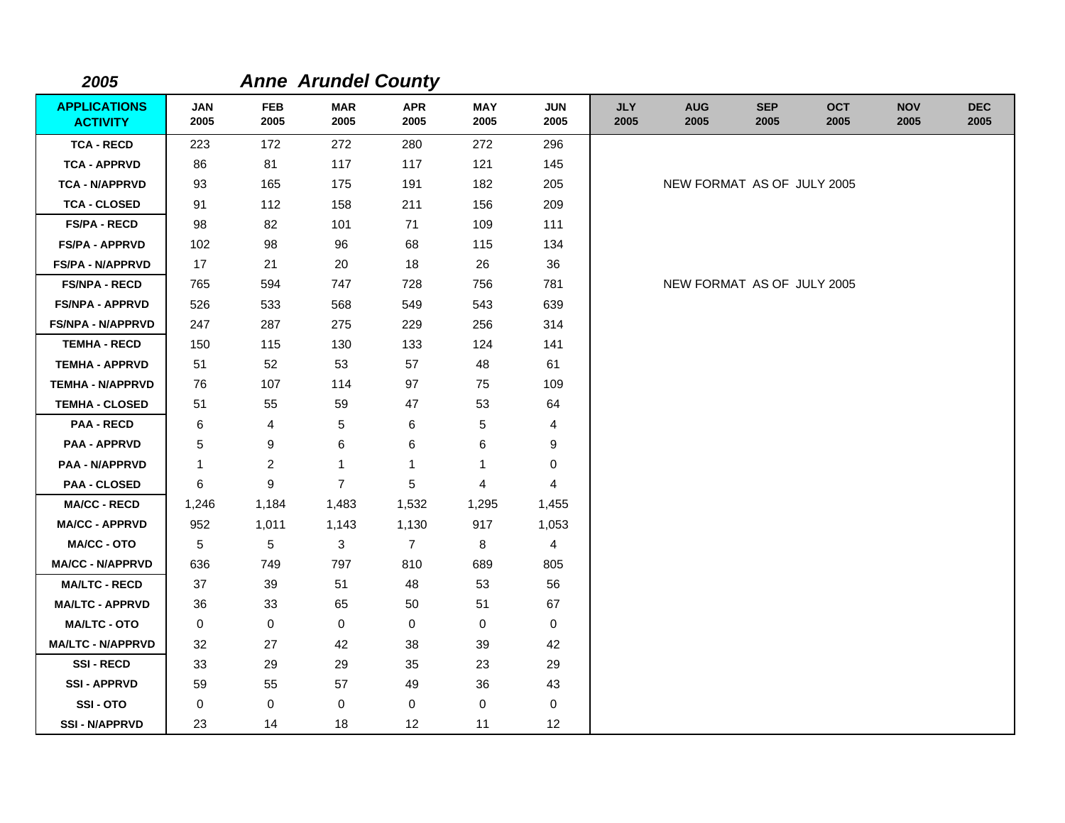**2005** ***Anne Arundel County***

| APPLICATIONS ACTIVITY | JAN 2005 | FEB 2005 | MAR 2005 | APR 2005 | MAY 2005 | JUN 2005 | JLY 2005 | AUG 2005 | SEP 2005 | OCT 2005 | NOV 2005 | DEC 2005 |
|---|---|---|---|---|---|---|---|---|---|---|---|---|
| TCA - RECD | 223 | 172 | 272 | 280 | 272 | 296 | | | | | | |
| TCA - APPRVD | 86 | 81 | 117 | 117 | 121 | 145 | | | | | | |
| TCA - N/APPRVD | 93 | 165 | 175 | 191 | 182 | 205 | | NEW FORMAT AS OF JULY 2005 | | | | |
| TCA - CLOSED | 91 | 112 | 158 | 211 | 156 | 209 | | | | | | |
| FS/PA - RECD | 98 | 82 | 101 | 71 | 109 | 111 | | | | | | |
| FS/PA - APPRVD | 102 | 98 | 96 | 68 | 115 | 134 | | | | | | |
| FS/PA - N/APPRVD | 17 | 21 | 20 | 18 | 26 | 36 | | | | | | |
| FS/NPA - RECD | 765 | 594 | 747 | 728 | 756 | 781 | | NEW FORMAT AS OF JULY 2005 | | | | |
| FS/NPA - APPRVD | 526 | 533 | 568 | 549 | 543 | 639 | | | | | | |
| FS/NPA - N/APPRVD | 247 | 287 | 275 | 229 | 256 | 314 | | | | | | |
| TEMHA - RECD | 150 | 115 | 130 | 133 | 124 | 141 | | | | | | |
| TEMHA - APPRVD | 51 | 52 | 53 | 57 | 48 | 61 | | | | | | |
| TEMHA - N/APPRVD | 76 | 107 | 114 | 97 | 75 | 109 | | | | | | |
| TEMHA - CLOSED | 51 | 55 | 59 | 47 | 53 | 64 | | | | | | |
| PAA - RECD | 6 | 4 | 5 | 6 | 5 | 4 | | | | | | |
| PAA - APPRVD | 5 | 9 | 6 | 6 | 6 | 9 | | | | | | |
| PAA - N/APPRVD | 1 | 2 | 1 | 1 | 1 | 0 | | | | | | |
| PAA - CLOSED | 6 | 9 | 7 | 5 | 4 | 4 | | | | | | |
| MA/CC - RECD | 1,246 | 1,184 | 1,483 | 1,532 | 1,295 | 1,455 | | | | | | |
| MA/CC - APPRVD | 952 | 1,011 | 1,143 | 1,130 | 917 | 1,053 | | | | | | |
| MA/CC - OTO | 5 | 5 | 3 | 7 | 8 | 4 | | | | | | |
| MA/CC - N/APPRVD | 636 | 749 | 797 | 810 | 689 | 805 | | | | | | |
| MA/LTC - RECD | 37 | 39 | 51 | 48 | 53 | 56 | | | | | | |
| MA/LTC - APPRVD | 36 | 33 | 65 | 50 | 51 | 67 | | | | | | |
| MA/LTC - OTO | 0 | 0 | 0 | 0 | 0 | 0 | | | | | | |
| MA/LTC - N/APPRVD | 32 | 27 | 42 | 38 | 39 | 42 | | | | | | |
| SSI - RECD | 33 | 29 | 29 | 35 | 23 | 29 | | | | | | |
| SSI - APPRVD | 59 | 55 | 57 | 49 | 36 | 43 | | | | | | |
| SSI - OTO | 0 | 0 | 0 | 0 | 0 | 0 | | | | | | |
| SSI - N/APPRVD | 23 | 14 | 18 | 12 | 11 | 12 | | | | | | |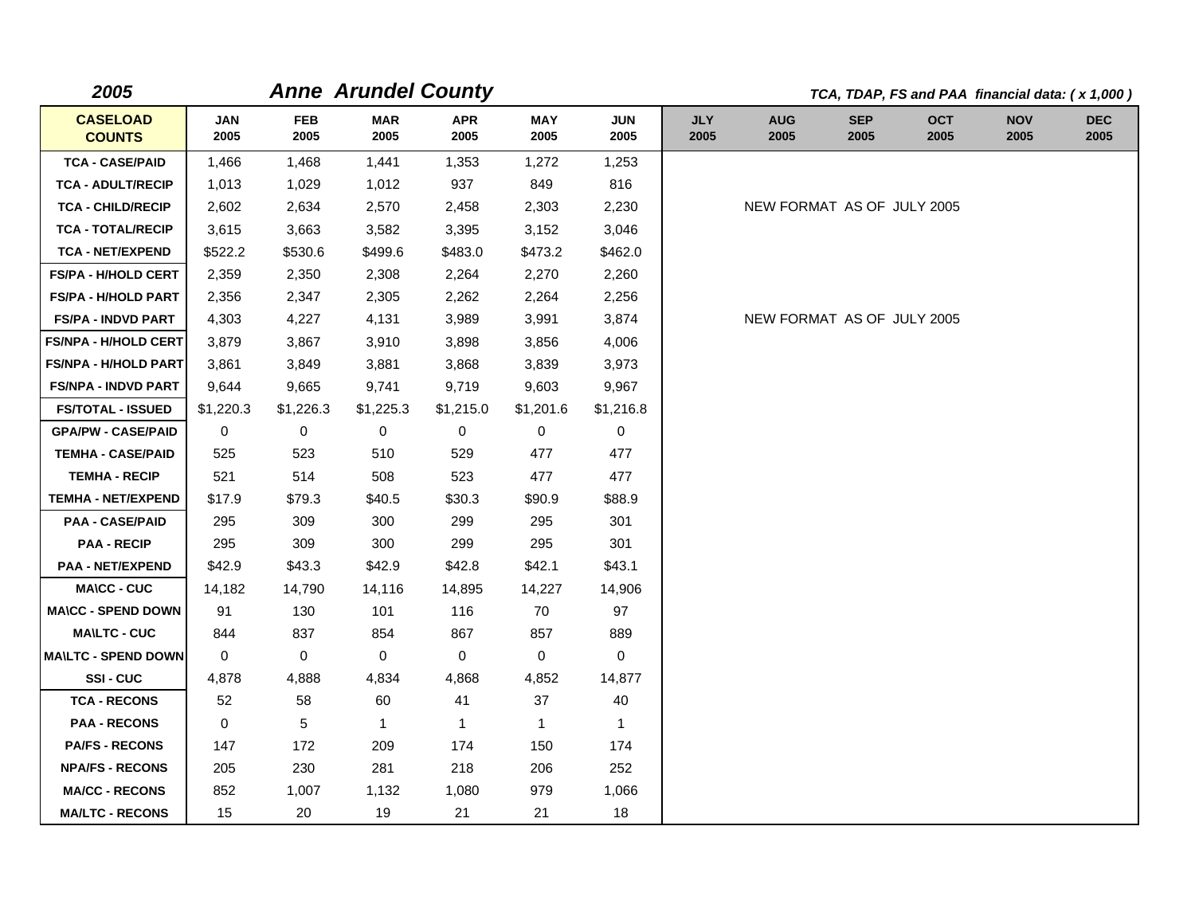**2005** ***Anne Arundel County*** *TCA, TDAP, FS and PAA financial data: ( x 1,000 )*

| CASELOAD COUNTS | JAN 2005 | FEB 2005 | MAR 2005 | APR 2005 | MAY 2005 | JUN 2005 | JLY 2005 | AUG 2005 | SEP 2005 | OCT 2005 | NOV 2005 | DEC 2005 |
|---|---|---|---|---|---|---|---|---|---|---|---|---|
| TCA - CASE/PAID | 1,466 | 1,468 | 1,441 | 1,353 | 1,272 | 1,253 | | | | | | |
| TCA - ADULT/RECIP | 1,013 | 1,029 | 1,012 | 937 | 849 | 816 | | | | | | |
| TCA - CHILD/RECIP | 2,602 | 2,634 | 2,570 | 2,458 | 2,303 | 2,230 | | NEW FORMAT AS OF JULY 2005 | | | | |
| TCA - TOTAL/RECIP | 3,615 | 3,663 | 3,582 | 3,395 | 3,152 | 3,046 | | | | | | |
| TCA - NET/EXPEND | $522.2 | $530.6 | $499.6 | $483.0 | $473.2 | $462.0 | | | | | | |
| FS/PA - H/HOLD CERT | 2,359 | 2,350 | 2,308 | 2,264 | 2,270 | 2,260 | | | | | | |
| FS/PA - H/HOLD PART | 2,356 | 2,347 | 2,305 | 2,262 | 2,264 | 2,256 | | | | | | |
| FS/PA - INDVD PART | 4,303 | 4,227 | 4,131 | 3,989 | 3,991 | 3,874 | | NEW FORMAT AS OF JULY 2005 | | | | |
| FS/NPA - H/HOLD CERT | 3,879 | 3,867 | 3,910 | 3,898 | 3,856 | 4,006 | | | | | | |
| FS/NPA - H/HOLD PART | 3,861 | 3,849 | 3,881 | 3,868 | 3,839 | 3,973 | | | | | | |
| FS/NPA - INDVD PART | 9,644 | 9,665 | 9,741 | 9,719 | 9,603 | 9,967 | | | | | | |
| FS/TOTAL - ISSUED | $1,220.3 | $1,226.3 | $1,225.3 | $1,215.0 | $1,201.6 | $1,216.8 | | | | | | |
| GPA/PW - CASE/PAID | 0 | 0 | 0 | 0 | 0 | 0 | | | | | | |
| TEMHA - CASE/PAID | 525 | 523 | 510 | 529 | 477 | 477 | | | | | | |
| TEMHA - RECIP | 521 | 514 | 508 | 523 | 477 | 477 | | | | | | |
| TEMHA - NET/EXPEND | $17.9 | $79.3 | $40.5 | $30.3 | $90.9 | $88.9 | | | | | | |
| PAA - CASE/PAID | 295 | 309 | 300 | 299 | 295 | 301 | | | | | | |
| PAA - RECIP | 295 | 309 | 300 | 299 | 295 | 301 | | | | | | |
| PAA - NET/EXPEND | $42.9 | $43.3 | $42.9 | $42.8 | $42.1 | $43.1 | | | | | | |
| MA\CC - CUC | 14,182 | 14,790 | 14,116 | 14,895 | 14,227 | 14,906 | | | | | | |
| MA\CC - SPEND DOWN | 91 | 130 | 101 | 116 | 70 | 97 | | | | | | |
| MA\LTC - CUC | 844 | 837 | 854 | 867 | 857 | 889 | | | | | | |
| MA\LTC - SPEND DOWN | 0 | 0 | 0 | 0 | 0 | 0 | | | | | | |
| SSI - CUC | 4,878 | 4,888 | 4,834 | 4,868 | 4,852 | 14,877 | | | | | | |
| TCA - RECONS | 52 | 58 | 60 | 41 | 37 | 40 | | | | | | |
| PAA - RECONS | 0 | 5 | 1 | 1 | 1 | 1 | | | | | | |
| PA/FS - RECONS | 147 | 172 | 209 | 174 | 150 | 174 | | | | | | |
| NPA/FS - RECONS | 205 | 230 | 281 | 218 | 206 | 252 | | | | | | |
| MA/CC - RECONS | 852 | 1,007 | 1,132 | 1,080 | 979 | 1,066 | | | | | | |
| MA/LTC - RECONS | 15 | 20 | 19 | 21 | 21 | 18 | | | | | | |